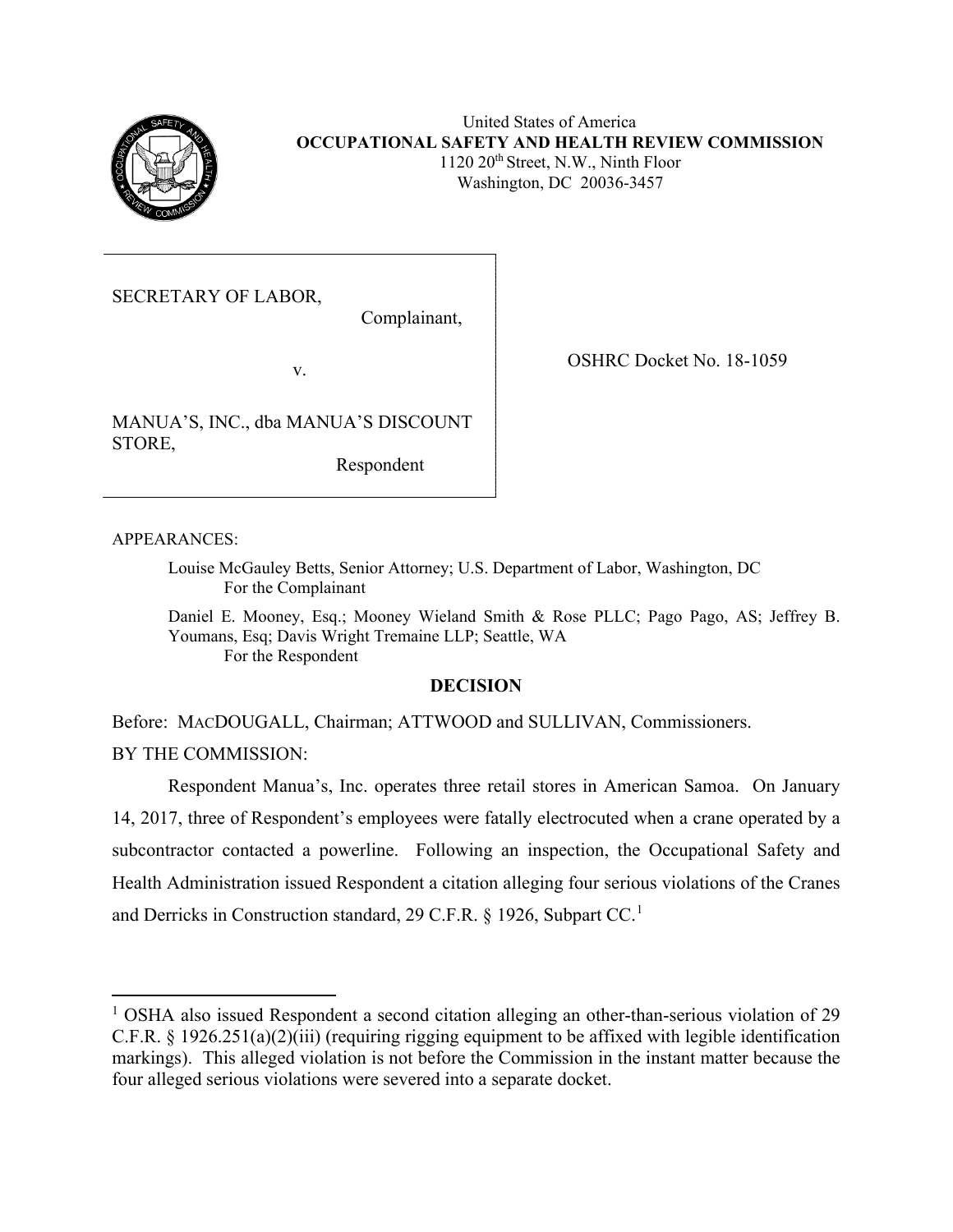United States of America
**OCCUPATIONAL SAFETY AND HEALTH REVIEW COMMISSION**
1120 20th Street, N.W., Ninth Floor
Washington, DC 20036-3457

SECRETARY OF LABOR,
Complainant,

v.

MANUA'S, INC., dba MANUA'S DISCOUNT STORE,
Respondent

OSHRC Docket No. 18-1059

APPEARANCES:

Louise McGauley Betts, Senior Attorney; U.S. Department of Labor, Washington, DC
For the Complainant

Daniel E. Mooney, Esq.; Mooney Wieland Smith & Rose PLLC; Pago Pago, AS; Jeffrey B. Youmans, Esq; Davis Wright Tremaine LLP; Seattle, WA
For the Respondent

## DECISION

Before: MACDOUGALL, Chairman; ATTWOOD and SULLIVAN, Commissioners.

BY THE COMMISSION:

Respondent Manua's, Inc. operates three retail stores in American Samoa. On January 14, 2017, three of Respondent's employees were fatally electrocuted when a crane operated by a subcontractor contacted a powerline. Following an inspection, the Occupational Safety and Health Administration issued Respondent a citation alleging four serious violations of the Cranes and Derricks in Construction standard, 29 C.F.R. § 1926, Subpart CC.[1]

---

[1] OSHA also issued Respondent a second citation alleging an other-than-serious violation of 29 C.F.R. § 1926.251(a)(2)(iii) (requiring rigging equipment to be affixed with legible identification markings). This alleged violation is not before the Commission in the instant matter because the four alleged serious violations were severed into a separate docket.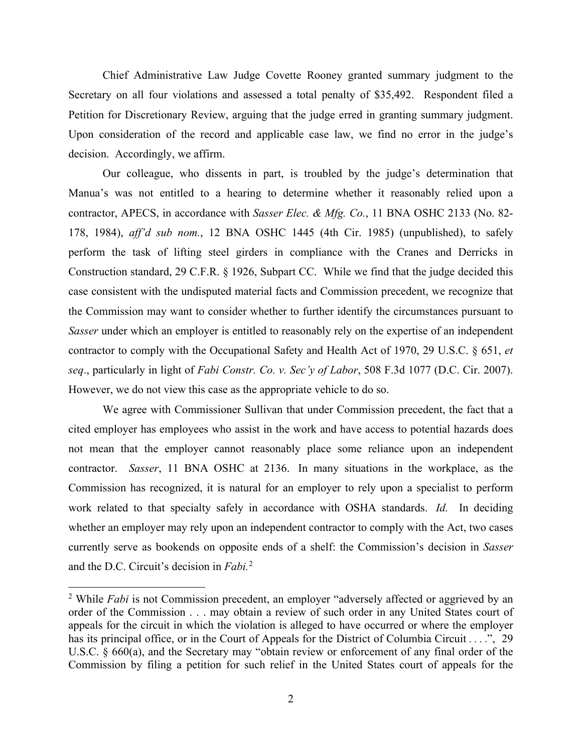Chief Administrative Law Judge Covette Rooney granted summary judgment to the Secretary on all four violations and assessed a total penalty of $35,492. Respondent filed a Petition for Discretionary Review, arguing that the judge erred in granting summary judgment. Upon consideration of the record and applicable case law, we find no error in the judge's decision. Accordingly, we affirm.

Our colleague, who dissents in part, is troubled by the judge's determination that Manua's was not entitled to a hearing to determine whether it reasonably relied upon a contractor, APECS, in accordance with *Sasser Elec. & Mfg. Co.*, 11 BNA OSHC 2133 (No. 82-178, 1984), *aff'd sub nom.*, 12 BNA OSHC 1445 (4th Cir. 1985) (unpublished), to safely perform the task of lifting steel girders in compliance with the Cranes and Derricks in Construction standard, 29 C.F.R. § 1926, Subpart CC. While we find that the judge decided this case consistent with the undisputed material facts and Commission precedent, we recognize that the Commission may want to consider whether to further identify the circumstances pursuant to *Sasser* under which an employer is entitled to reasonably rely on the expertise of an independent contractor to comply with the Occupational Safety and Health Act of 1970, 29 U.S.C. § 651, *et seq*., particularly in light of *Fabi Constr. Co. v. Sec'y of Labor*, 508 F.3d 1077 (D.C. Cir. 2007). However, we do not view this case as the appropriate vehicle to do so.

We agree with Commissioner Sullivan that under Commission precedent, the fact that a cited employer has employees who assist in the work and have access to potential hazards does not mean that the employer cannot reasonably place some reliance upon an independent contractor. *Sasser*, 11 BNA OSHC at 2136. In many situations in the workplace, as the Commission has recognized, it is natural for an employer to rely upon a specialist to perform work related to that specialty safely in accordance with OSHA standards. *Id.* In deciding whether an employer may rely upon an independent contractor to comply with the Act, two cases currently serve as bookends on opposite ends of a shelf: the Commission's decision in *Sasser* and the D.C. Circuit's decision in *Fabi.*[2]

[2] While *Fabi* is not Commission precedent, an employer "adversely affected or aggrieved by an order of the Commission . . . may obtain a review of such order in any United States court of appeals for the circuit in which the violation is alleged to have occurred or where the employer has its principal office, or in the Court of Appeals for the District of Columbia Circuit . . . .", 29 U.S.C. § 660(a), and the Secretary may "obtain review or enforcement of any final order of the Commission by filing a petition for such relief in the United States court of appeals for the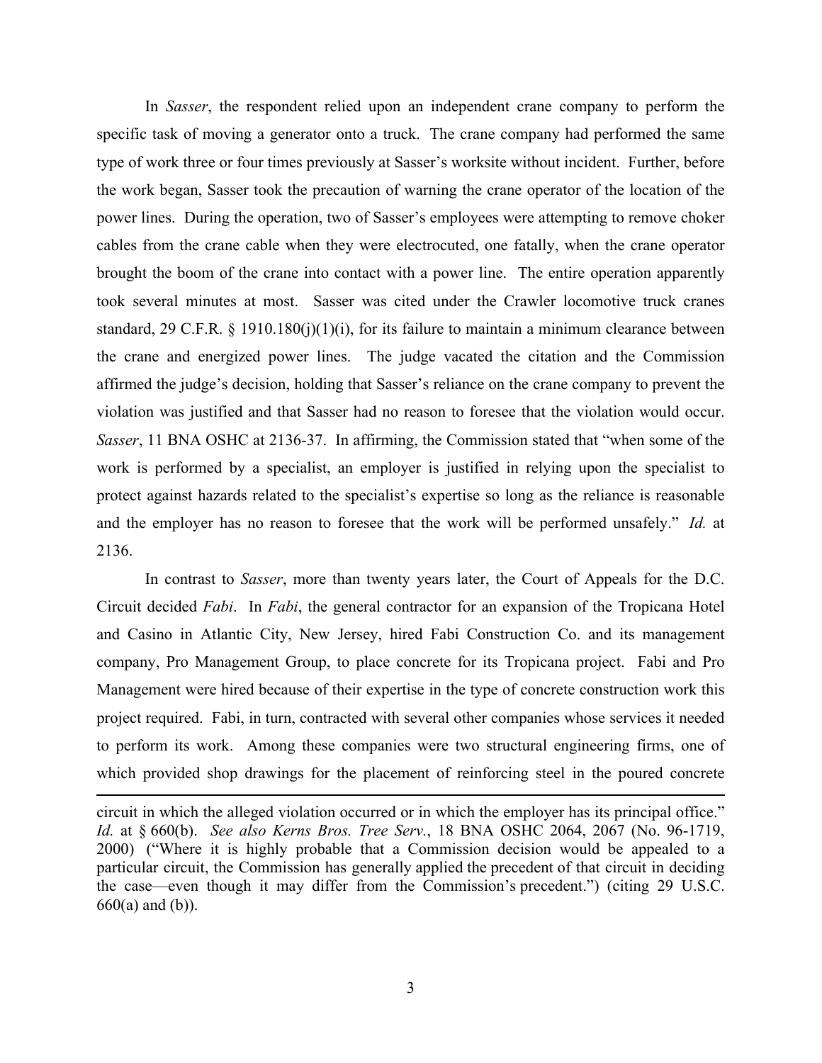In *Sasser*, the respondent relied upon an independent crane company to perform the specific task of moving a generator onto a truck. The crane company had performed the same type of work three or four times previously at Sasser's worksite without incident. Further, before the work began, Sasser took the precaution of warning the crane operator of the location of the power lines. During the operation, two of Sasser's employees were attempting to remove choker cables from the crane cable when they were electrocuted, one fatally, when the crane operator brought the boom of the crane into contact with a power line. The entire operation apparently took several minutes at most. Sasser was cited under the Crawler locomotive truck cranes standard, 29 C.F.R. § 1910.180(j)(1)(i), for its failure to maintain a minimum clearance between the crane and energized power lines. The judge vacated the citation and the Commission affirmed the judge's decision, holding that Sasser's reliance on the crane company to prevent the violation was justified and that Sasser had no reason to foresee that the violation would occur. *Sasser*, 11 BNA OSHC at 2136-37. In affirming, the Commission stated that "when some of the work is performed by a specialist, an employer is justified in relying upon the specialist to protect against hazards related to the specialist's expertise so long as the reliance is reasonable and the employer has no reason to foresee that the work will be performed unsafely." *Id.* at 2136.

In contrast to *Sasser*, more than twenty years later, the Court of Appeals for the D.C. Circuit decided *Fabi*. In *Fabi*, the general contractor for an expansion of the Tropicana Hotel and Casino in Atlantic City, New Jersey, hired Fabi Construction Co. and its management company, Pro Management Group, to place concrete for its Tropicana project. Fabi and Pro Management were hired because of their expertise in the type of concrete construction work this project required. Fabi, in turn, contracted with several other companies whose services it needed to perform its work. Among these companies were two structural engineering firms, one of which provided shop drawings for the placement of reinforcing steel in the poured concrete

---

circuit in which the alleged violation occurred or in which the employer has its principal office." *Id.* at § 660(b). *See also Kerns Bros. Tree Serv.*, 18 BNA OSHC 2064, 2067 (No. 96-1719, 2000) ("Where it is highly probable that a Commission decision would be appealed to a particular circuit, the Commission has generally applied the precedent of that circuit in deciding the case—even though it may differ from the Commission's precedent.") (citing 29 U.S.C. 660(a) and (b)).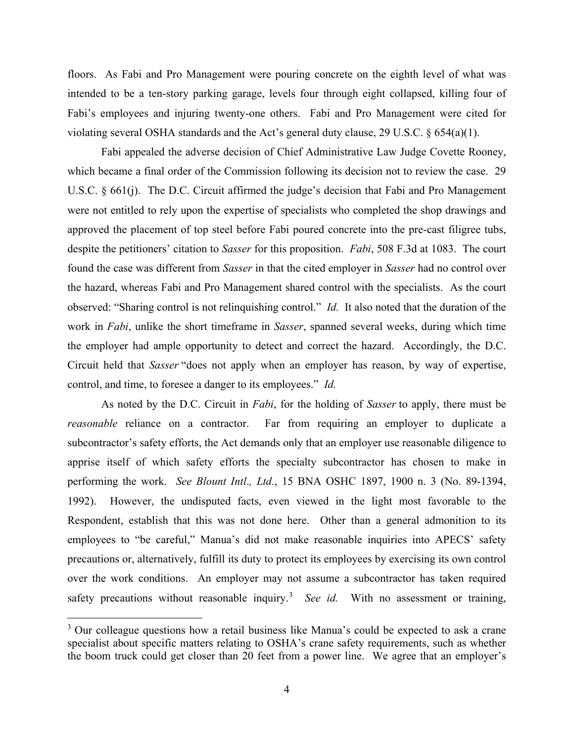floors. As Fabi and Pro Management were pouring concrete on the eighth level of what was intended to be a ten-story parking garage, levels four through eight collapsed, killing four of Fabi's employees and injuring twenty-one others. Fabi and Pro Management were cited for violating several OSHA standards and the Act's general duty clause, 29 U.S.C. § 654(a)(1).

Fabi appealed the adverse decision of Chief Administrative Law Judge Covette Rooney, which became a final order of the Commission following its decision not to review the case. 29 U.S.C. § 661(j). The D.C. Circuit affirmed the judge's decision that Fabi and Pro Management were not entitled to rely upon the expertise of specialists who completed the shop drawings and approved the placement of top steel before Fabi poured concrete into the pre-cast filigree tubs, despite the petitioners' citation to *Sasser* for this proposition. *Fabi*, 508 F.3d at 1083. The court found the case was different from *Sasser* in that the cited employer in *Sasser* had no control over the hazard, whereas Fabi and Pro Management shared control with the specialists. As the court observed: "Sharing control is not relinquishing control." *Id.* It also noted that the duration of the work in *Fabi*, unlike the short timeframe in *Sasser*, spanned several weeks, during which time the employer had ample opportunity to detect and correct the hazard. Accordingly, the D.C. Circuit held that *Sasser* "does not apply when an employer has reason, by way of expertise, control, and time, to foresee a danger to its employees." *Id.*

As noted by the D.C. Circuit in *Fabi*, for the holding of *Sasser* to apply, there must be *reasonable* reliance on a contractor. Far from requiring an employer to duplicate a subcontractor's safety efforts, the Act demands only that an employer use reasonable diligence to apprise itself of which safety efforts the specialty subcontractor has chosen to make in performing the work. *See Blount Intl., Ltd.*, 15 BNA OSHC 1897, 1900 n. 3 (No. 89-1394, 1992). However, the undisputed facts, even viewed in the light most favorable to the Respondent, establish that this was not done here. Other than a general admonition to its employees to "be careful," Manua's did not make reasonable inquiries into APECS' safety precautions or, alternatively, fulfill its duty to protect its employees by exercising its own control over the work conditions. An employer may not assume a subcontractor has taken required safety precautions without reasonable inquiry.[3] *See id.* With no assessment or training,

[3] Our colleague questions how a retail business like Manua's could be expected to ask a crane specialist about specific matters relating to OSHA's crane safety requirements, such as whether the boom truck could get closer than 20 feet from a power line. We agree that an employer's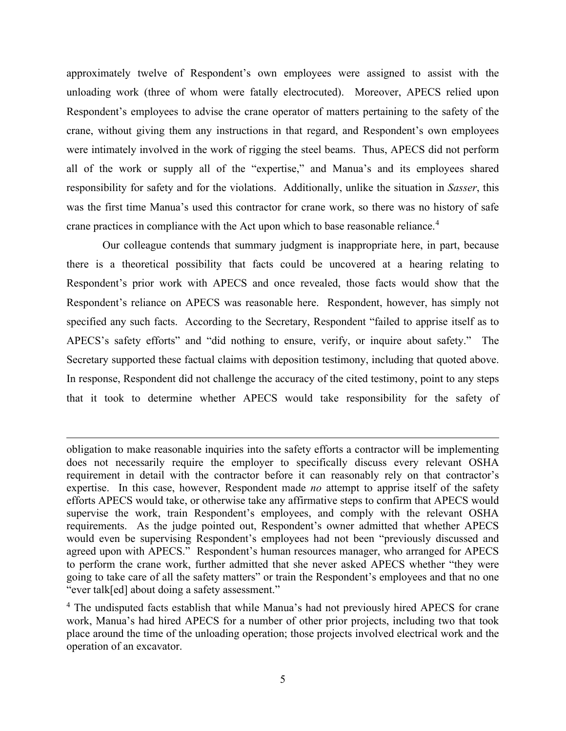approximately twelve of Respondent's own employees were assigned to assist with the unloading work (three of whom were fatally electrocuted). Moreover, APECS relied upon Respondent's employees to advise the crane operator of matters pertaining to the safety of the crane, without giving them any instructions in that regard, and Respondent's own employees were intimately involved in the work of rigging the steel beams. Thus, APECS did not perform all of the work or supply all of the "expertise," and Manua's and its employees shared responsibility for safety and for the violations. Additionally, unlike the situation in *Sasser*, this was the first time Manua's used this contractor for crane work, so there was no history of safe crane practices in compliance with the Act upon which to base reasonable reliance.[4]

Our colleague contends that summary judgment is inappropriate here, in part, because there is a theoretical possibility that facts could be uncovered at a hearing relating to Respondent's prior work with APECS and once revealed, those facts would show that the Respondent's reliance on APECS was reasonable here. Respondent, however, has simply not specified any such facts. According to the Secretary, Respondent "failed to apprise itself as to APECS's safety efforts" and "did nothing to ensure, verify, or inquire about safety." The Secretary supported these factual claims with deposition testimony, including that quoted above. In response, Respondent did not challenge the accuracy of the cited testimony, point to any steps that it took to determine whether APECS would take responsibility for the safety of

---

obligation to make reasonable inquiries into the safety efforts a contractor will be implementing does not necessarily require the employer to specifically discuss every relevant OSHA requirement in detail with the contractor before it can reasonably rely on that contractor's expertise. In this case, however, Respondent made *no* attempt to apprise itself of the safety efforts APECS would take, or otherwise take any affirmative steps to confirm that APECS would supervise the work, train Respondent's employees, and comply with the relevant OSHA requirements. As the judge pointed out, Respondent's owner admitted that whether APECS would even be supervising Respondent's employees had not been "previously discussed and agreed upon with APECS." Respondent's human resources manager, who arranged for APECS to perform the crane work, further admitted that she never asked APECS whether "they were going to take care of all the safety matters" or train the Respondent's employees and that no one "ever talk[ed] about doing a safety assessment."

[4] The undisputed facts establish that while Manua's had not previously hired APECS for crane work, Manua's had hired APECS for a number of other prior projects, including two that took place around the time of the unloading operation; those projects involved electrical work and the operation of an excavator.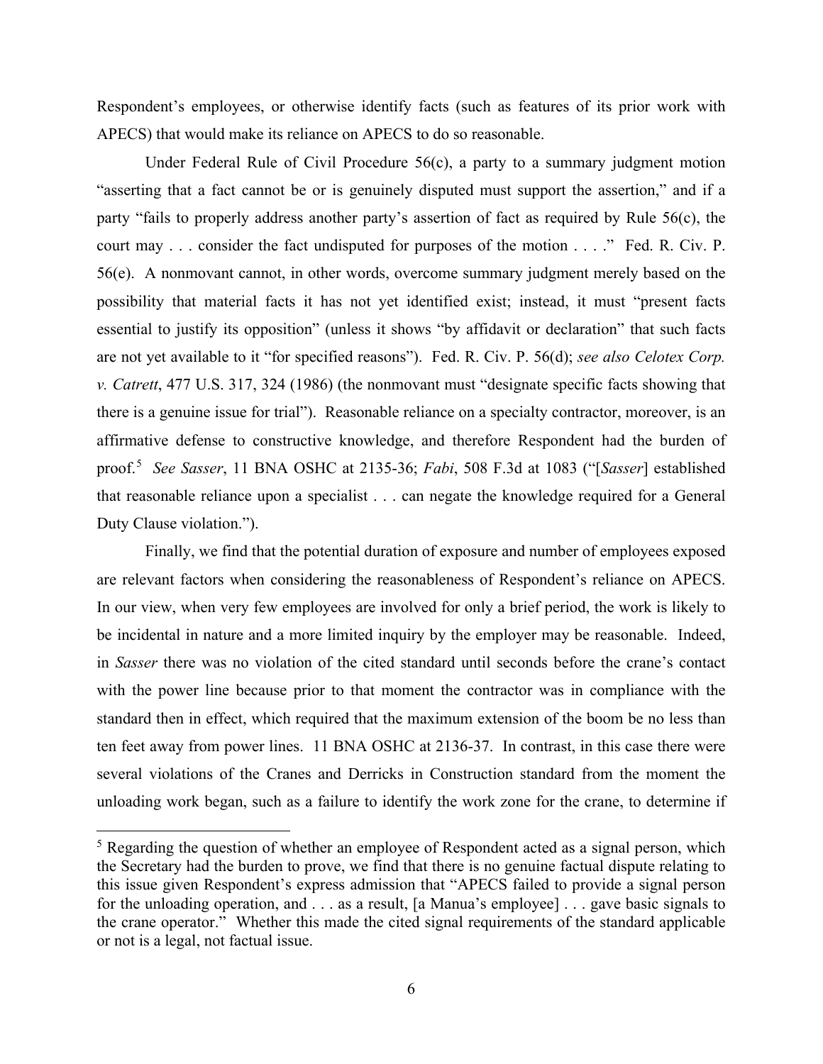Respondent's employees, or otherwise identify facts (such as features of its prior work with APECS) that would make its reliance on APECS to do so reasonable.

Under Federal Rule of Civil Procedure 56(c), a party to a summary judgment motion "asserting that a fact cannot be or is genuinely disputed must support the assertion," and if a party "fails to properly address another party's assertion of fact as required by Rule 56(c), the court may . . . consider the fact undisputed for purposes of the motion . . . ." Fed. R. Civ. P. 56(e). A nonmovant cannot, in other words, overcome summary judgment merely based on the possibility that material facts it has not yet identified exist; instead, it must "present facts essential to justify its opposition" (unless it shows "by affidavit or declaration" that such facts are not yet available to it "for specified reasons"). Fed. R. Civ. P. 56(d); *see also Celotex Corp. v. Catrett*, 477 U.S. 317, 324 (1986) (the nonmovant must "designate specific facts showing that there is a genuine issue for trial"). Reasonable reliance on a specialty contractor, moreover, is an affirmative defense to constructive knowledge, and therefore Respondent had the burden of proof.[5] *See Sasser*, 11 BNA OSHC at 2135-36; *Fabi*, 508 F.3d at 1083 ("[*Sasser*] established that reasonable reliance upon a specialist . . . can negate the knowledge required for a General Duty Clause violation.").

Finally, we find that the potential duration of exposure and number of employees exposed are relevant factors when considering the reasonableness of Respondent's reliance on APECS. In our view, when very few employees are involved for only a brief period, the work is likely to be incidental in nature and a more limited inquiry by the employer may be reasonable. Indeed, in *Sasser* there was no violation of the cited standard until seconds before the crane's contact with the power line because prior to that moment the contractor was in compliance with the standard then in effect, which required that the maximum extension of the boom be no less than ten feet away from power lines. 11 BNA OSHC at 2136-37. In contrast, in this case there were several violations of the Cranes and Derricks in Construction standard from the moment the unloading work began, such as a failure to identify the work zone for the crane, to determine if

---

[5] Regarding the question of whether an employee of Respondent acted as a signal person, which the Secretary had the burden to prove, we find that there is no genuine factual dispute relating to this issue given Respondent's express admission that "APECS failed to provide a signal person for the unloading operation, and . . . as a result, [a Manua's employee] . . . gave basic signals to the crane operator." Whether this made the cited signal requirements of the standard applicable or not is a legal, not factual issue.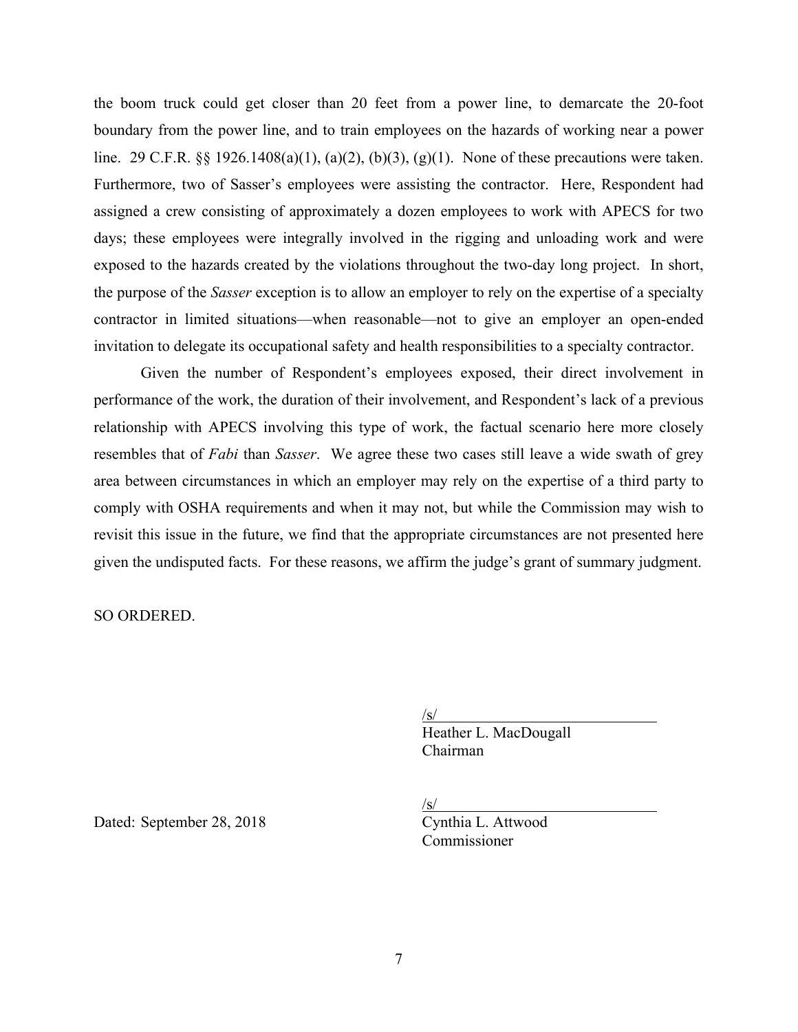the boom truck could get closer than 20 feet from a power line, to demarcate the 20-foot boundary from the power line, and to train employees on the hazards of working near a power line. 29 C.F.R. §§ 1926.1408(a)(1), (a)(2), (b)(3), (g)(1). None of these precautions were taken. Furthermore, two of Sasser's employees were assisting the contractor. Here, Respondent had assigned a crew consisting of approximately a dozen employees to work with APECS for two days; these employees were integrally involved in the rigging and unloading work and were exposed to the hazards created by the violations throughout the two-day long project. In short, the purpose of the *Sasser* exception is to allow an employer to rely on the expertise of a specialty contractor in limited situations—when reasonable—not to give an employer an open-ended invitation to delegate its occupational safety and health responsibilities to a specialty contractor.

Given the number of Respondent's employees exposed, their direct involvement in performance of the work, the duration of their involvement, and Respondent's lack of a previous relationship with APECS involving this type of work, the factual scenario here more closely resembles that of *Fabi* than *Sasser*. We agree these two cases still leave a wide swath of grey area between circumstances in which an employer may rely on the expertise of a third party to comply with OSHA requirements and when it may not, but while the Commission may wish to revisit this issue in the future, we find that the appropriate circumstances are not presented here given the undisputed facts. For these reasons, we affirm the judge's grant of summary judgment.

SO ORDERED.

/s/
Heather L. MacDougall
Chairman

/s/
Cynthia L. Attwood
Commissioner

Dated: September 28, 2018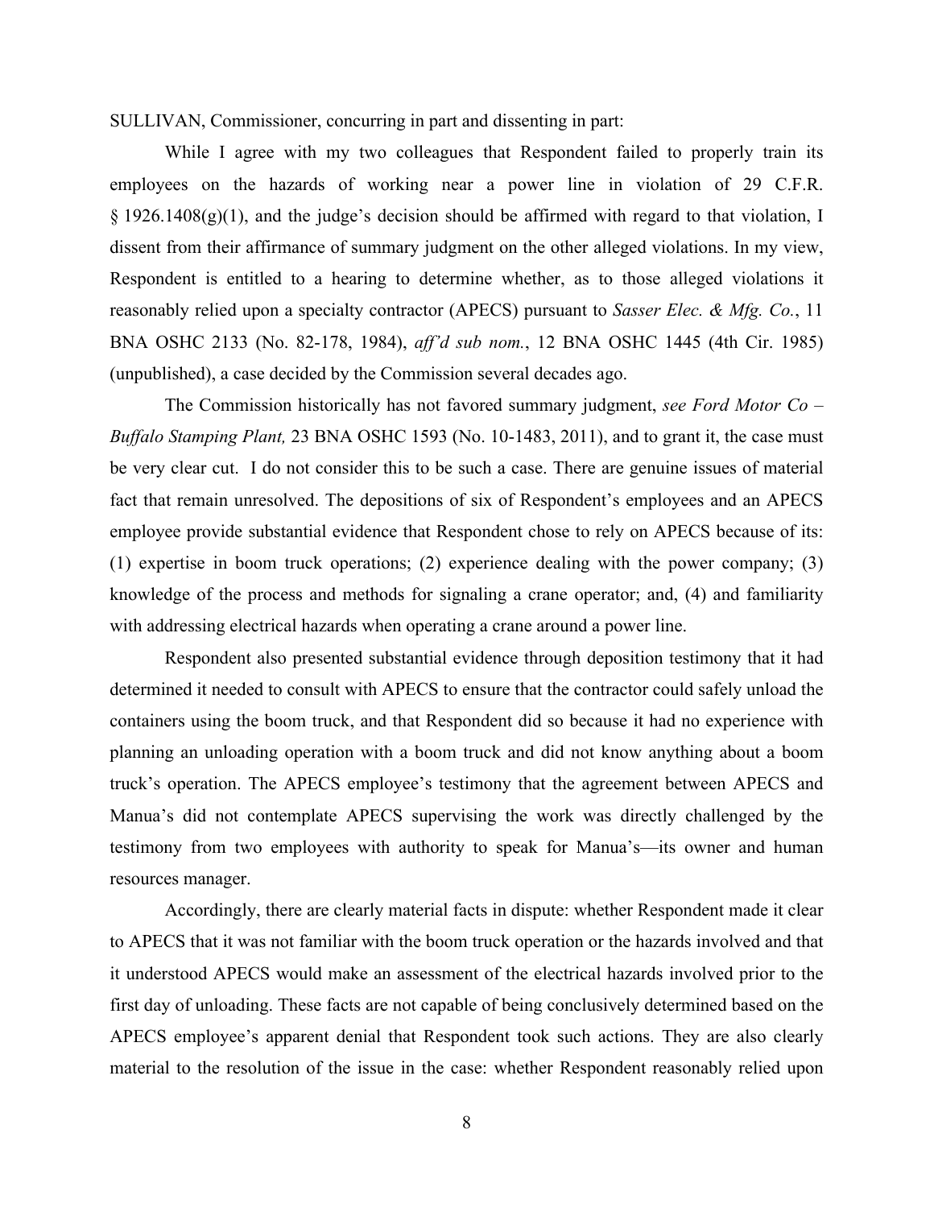SULLIVAN, Commissioner, concurring in part and dissenting in part:

While I agree with my two colleagues that Respondent failed to properly train its employees on the hazards of working near a power line in violation of 29 C.F.R. § 1926.1408(g)(1), and the judge's decision should be affirmed with regard to that violation, I dissent from their affirmance of summary judgment on the other alleged violations. In my view, Respondent is entitled to a hearing to determine whether, as to those alleged violations it reasonably relied upon a specialty contractor (APECS) pursuant to *Sasser Elec. & Mfg. Co.*, 11 BNA OSHC 2133 (No. 82-178, 1984), *aff'd sub nom.*, 12 BNA OSHC 1445 (4th Cir. 1985) (unpublished), a case decided by the Commission several decades ago.

The Commission historically has not favored summary judgment, *see Ford Motor Co – Buffalo Stamping Plant,* 23 BNA OSHC 1593 (No. 10-1483, 2011), and to grant it, the case must be very clear cut. I do not consider this to be such a case. There are genuine issues of material fact that remain unresolved. The depositions of six of Respondent's employees and an APECS employee provide substantial evidence that Respondent chose to rely on APECS because of its: (1) expertise in boom truck operations; (2) experience dealing with the power company; (3) knowledge of the process and methods for signaling a crane operator; and, (4) and familiarity with addressing electrical hazards when operating a crane around a power line.

Respondent also presented substantial evidence through deposition testimony that it had determined it needed to consult with APECS to ensure that the contractor could safely unload the containers using the boom truck, and that Respondent did so because it had no experience with planning an unloading operation with a boom truck and did not know anything about a boom truck's operation. The APECS employee's testimony that the agreement between APECS and Manua's did not contemplate APECS supervising the work was directly challenged by the testimony from two employees with authority to speak for Manua's—its owner and human resources manager.

Accordingly, there are clearly material facts in dispute: whether Respondent made it clear to APECS that it was not familiar with the boom truck operation or the hazards involved and that it understood APECS would make an assessment of the electrical hazards involved prior to the first day of unloading. These facts are not capable of being conclusively determined based on the APECS employee's apparent denial that Respondent took such actions. They are also clearly material to the resolution of the issue in the case: whether Respondent reasonably relied upon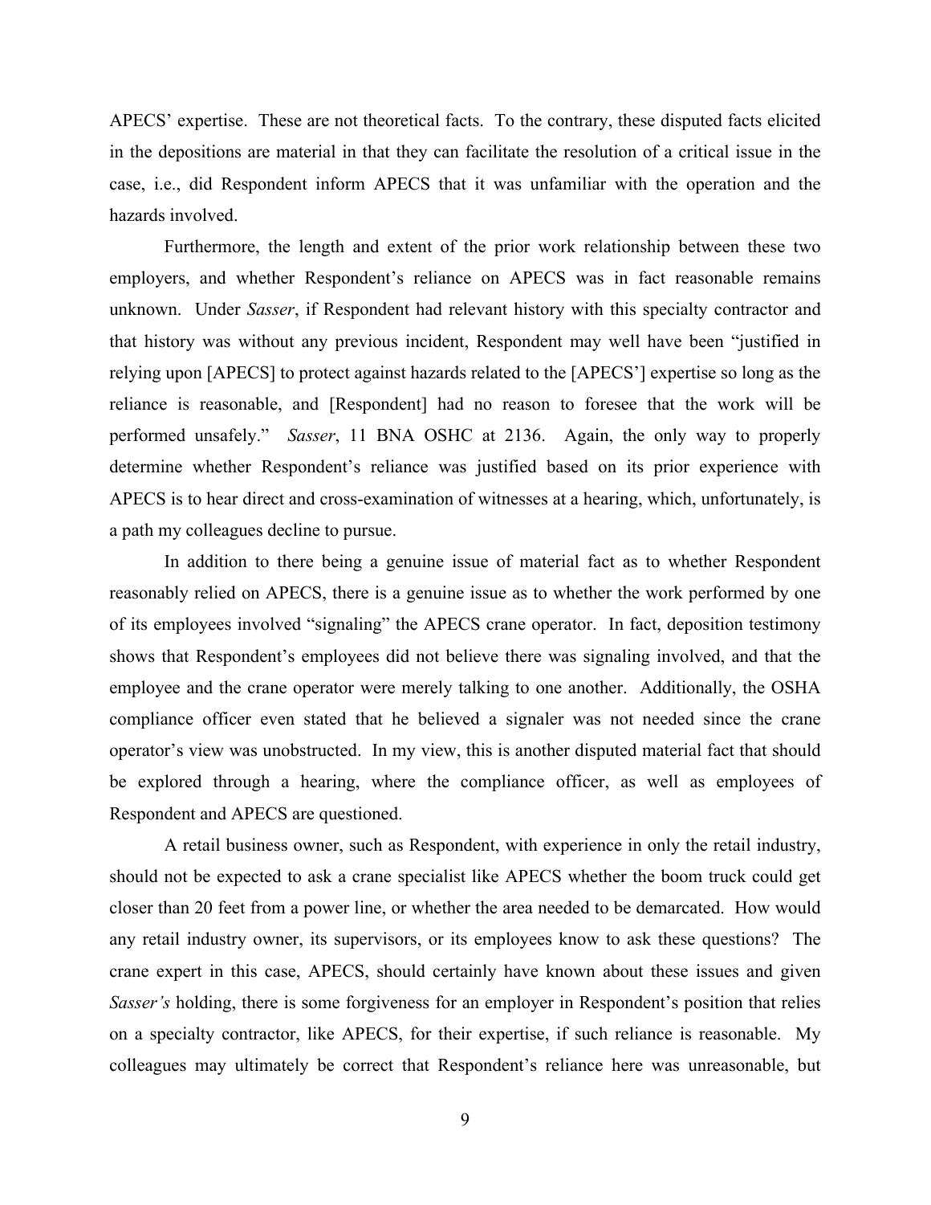APECS' expertise. These are not theoretical facts. To the contrary, these disputed facts elicited in the depositions are material in that they can facilitate the resolution of a critical issue in the case, i.e., did Respondent inform APECS that it was unfamiliar with the operation and the hazards involved.

Furthermore, the length and extent of the prior work relationship between these two employers, and whether Respondent's reliance on APECS was in fact reasonable remains unknown. Under *Sasser*, if Respondent had relevant history with this specialty contractor and that history was without any previous incident, Respondent may well have been "justified in relying upon [APECS] to protect against hazards related to the [APECS'] expertise so long as the reliance is reasonable, and [Respondent] had no reason to foresee that the work will be performed unsafely." *Sasser*, 11 BNA OSHC at 2136. Again, the only way to properly determine whether Respondent's reliance was justified based on its prior experience with APECS is to hear direct and cross-examination of witnesses at a hearing, which, unfortunately, is a path my colleagues decline to pursue.

In addition to there being a genuine issue of material fact as to whether Respondent reasonably relied on APECS, there is a genuine issue as to whether the work performed by one of its employees involved "signaling" the APECS crane operator. In fact, deposition testimony shows that Respondent's employees did not believe there was signaling involved, and that the employee and the crane operator were merely talking to one another. Additionally, the OSHA compliance officer even stated that he believed a signaler was not needed since the crane operator's view was unobstructed. In my view, this is another disputed material fact that should be explored through a hearing, where the compliance officer, as well as employees of Respondent and APECS are questioned.

A retail business owner, such as Respondent, with experience in only the retail industry, should not be expected to ask a crane specialist like APECS whether the boom truck could get closer than 20 feet from a power line, or whether the area needed to be demarcated. How would any retail industry owner, its supervisors, or its employees know to ask these questions? The crane expert in this case, APECS, should certainly have known about these issues and given *Sasser's* holding, there is some forgiveness for an employer in Respondent's position that relies on a specialty contractor, like APECS, for their expertise, if such reliance is reasonable. My colleagues may ultimately be correct that Respondent's reliance here was unreasonable, but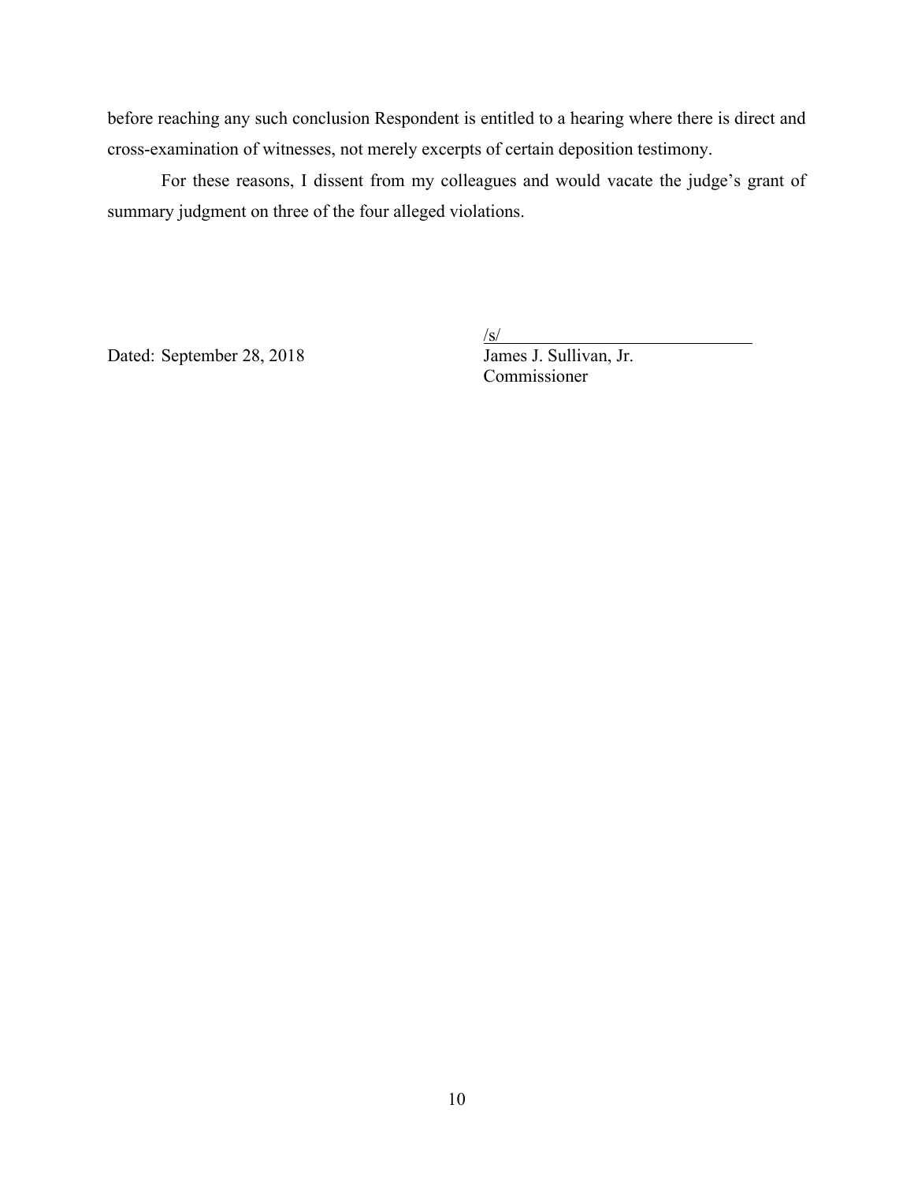before reaching any such conclusion Respondent is entitled to a hearing where there is direct and cross-examination of witnesses, not merely excerpts of certain deposition testimony.

For these reasons, I dissent from my colleagues and would vacate the judge's grant of summary judgment on three of the four alleged violations.

Dated: September 28, 2018

/s/
James J. Sullivan, Jr.
Commissioner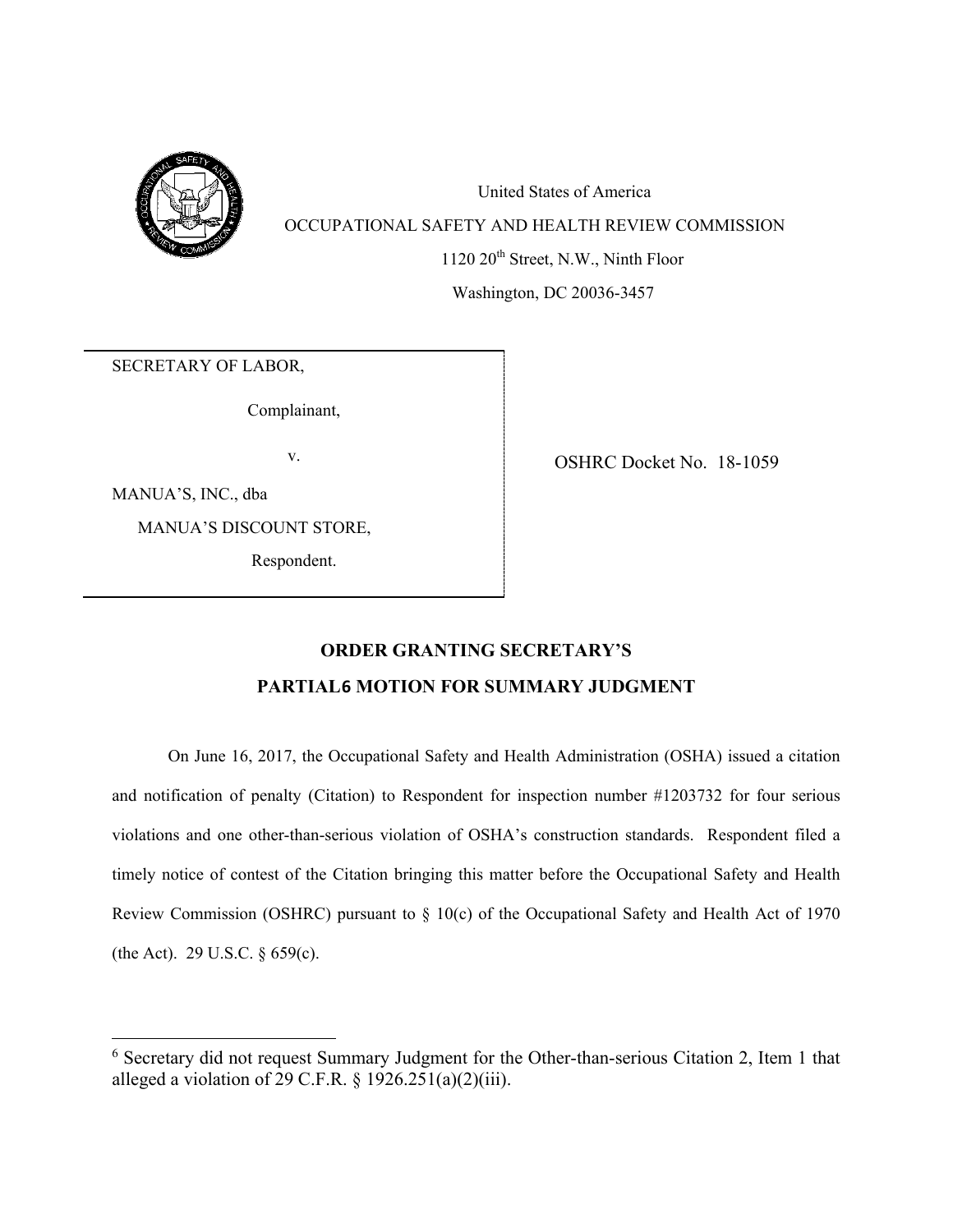United States of America

OCCUPATIONAL SAFETY AND HEALTH REVIEW COMMISSION

1120 20th Street, N.W., Ninth Floor

Washington, DC 20036-3457

SECRETARY OF LABOR,

Complainant,

v.

MANUA'S, INC., dba

MANUA'S DISCOUNT STORE,

Respondent.

OSHRC Docket No. 18-1059

## ORDER GRANTING SECRETARY'S PARTIAL[6] MOTION FOR SUMMARY JUDGMENT

On June 16, 2017, the Occupational Safety and Health Administration (OSHA) issued a citation and notification of penalty (Citation) to Respondent for inspection number #1203732 for four serious violations and one other-than-serious violation of OSHA's construction standards. Respondent filed a timely notice of contest of the Citation bringing this matter before the Occupational Safety and Health Review Commission (OSHRC) pursuant to § 10(c) of the Occupational Safety and Health Act of 1970 (the Act). 29 U.S.C. § 659(c).

[6] Secretary did not request Summary Judgment for the Other-than-serious Citation 2, Item 1 that alleged a violation of 29 C.F.R. § 1926.251(a)(2)(iii).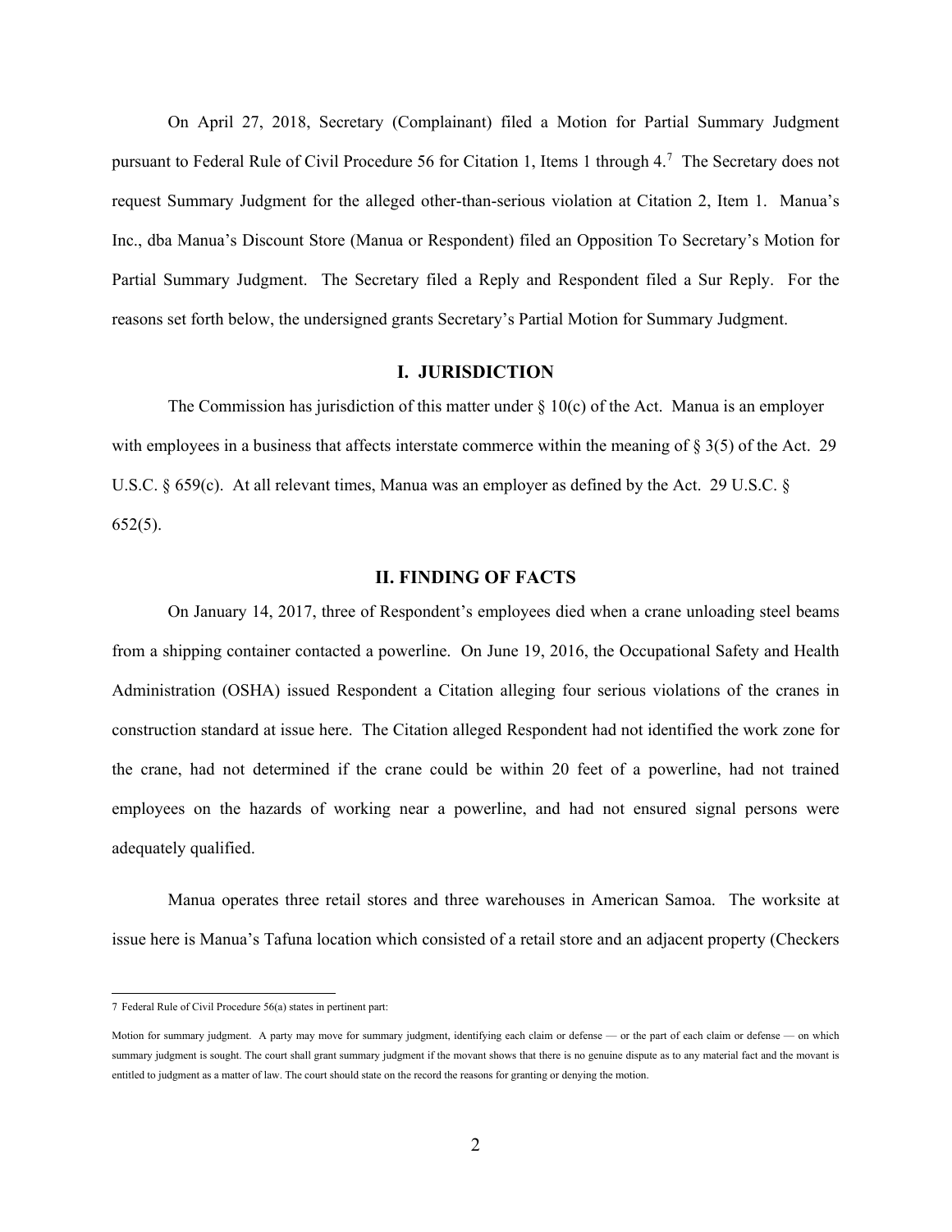On April 27, 2018, Secretary (Complainant) filed a Motion for Partial Summary Judgment pursuant to Federal Rule of Civil Procedure 56 for Citation 1, Items 1 through 4.[7] The Secretary does not request Summary Judgment for the alleged other-than-serious violation at Citation 2, Item 1. Manua's Inc., dba Manua's Discount Store (Manua or Respondent) filed an Opposition To Secretary's Motion for Partial Summary Judgment. The Secretary filed a Reply and Respondent filed a Sur Reply. For the reasons set forth below, the undersigned grants Secretary's Partial Motion for Summary Judgment.

## I. JURISDICTION

The Commission has jurisdiction of this matter under § 10(c) of the Act. Manua is an employer with employees in a business that affects interstate commerce within the meaning of § 3(5) of the Act. 29 U.S.C. § 659(c). At all relevant times, Manua was an employer as defined by the Act. 29 U.S.C. § 652(5).

## II. FINDING OF FACTS

On January 14, 2017, three of Respondent's employees died when a crane unloading steel beams from a shipping container contacted a powerline. On June 19, 2016, the Occupational Safety and Health Administration (OSHA) issued Respondent a Citation alleging four serious violations of the cranes in construction standard at issue here. The Citation alleged Respondent had not identified the work zone for the crane, had not determined if the crane could be within 20 feet of a powerline, had not trained employees on the hazards of working near a powerline, and had not ensured signal persons were adequately qualified.

Manua operates three retail stores and three warehouses in American Samoa. The worksite at issue here is Manua's Tafuna location which consisted of a retail store and an adjacent property (Checkers

---

[7] Federal Rule of Civil Procedure 56(a) states in pertinent part:

Motion for summary judgment. A party may move for summary judgment, identifying each claim or defense — or the part of each claim or defense — on which summary judgment is sought. The court shall grant summary judgment if the movant shows that there is no genuine dispute as to any material fact and the movant is entitled to judgment as a matter of law. The court should state on the record the reasons for granting or denying the motion.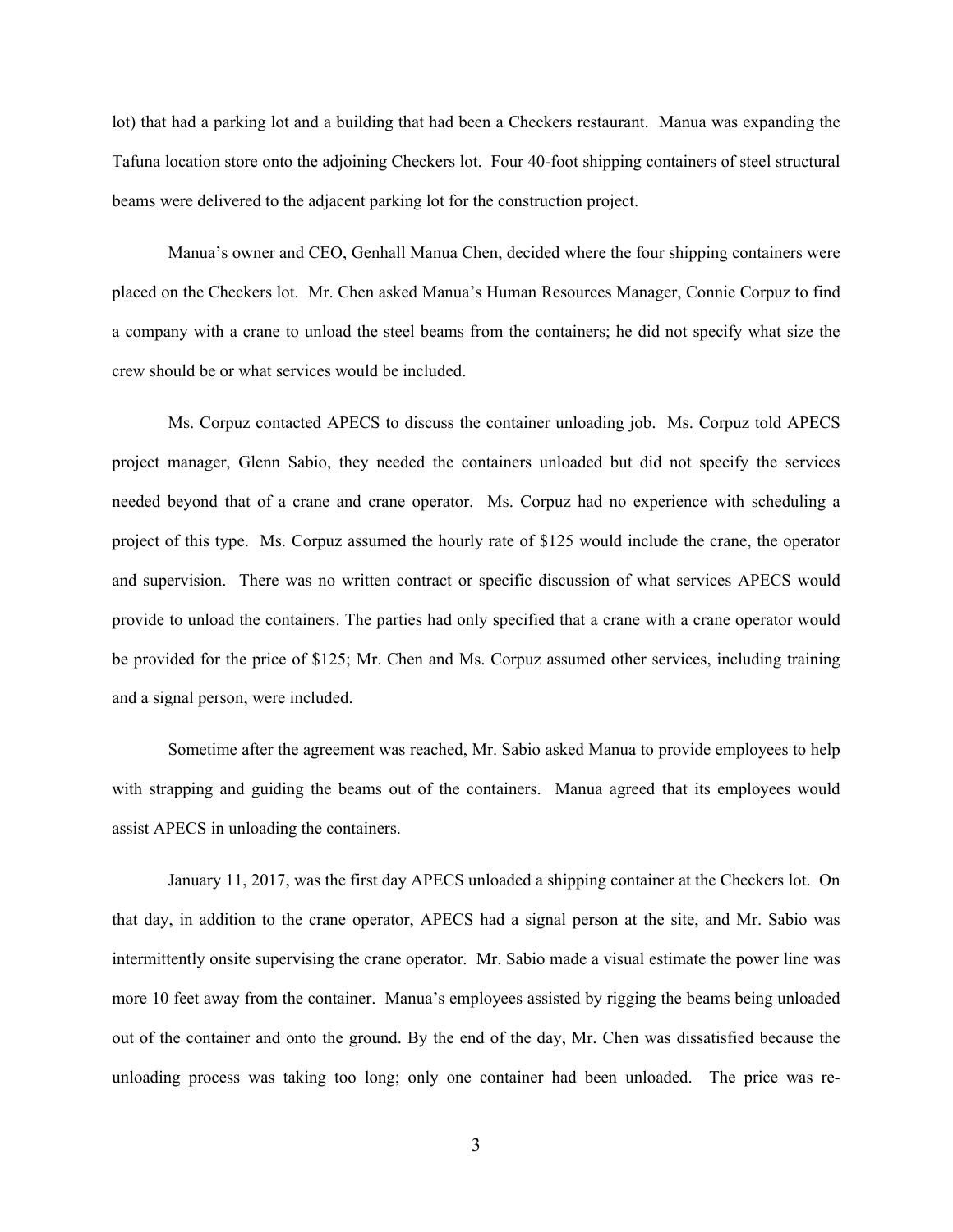lot) that had a parking lot and a building that had been a Checkers restaurant. Manua was expanding the Tafuna location store onto the adjoining Checkers lot. Four 40-foot shipping containers of steel structural beams were delivered to the adjacent parking lot for the construction project.

Manua's owner and CEO, Genhall Manua Chen, decided where the four shipping containers were placed on the Checkers lot. Mr. Chen asked Manua's Human Resources Manager, Connie Corpuz to find a company with a crane to unload the steel beams from the containers; he did not specify what size the crew should be or what services would be included.

Ms. Corpuz contacted APECS to discuss the container unloading job. Ms. Corpuz told APECS project manager, Glenn Sabio, they needed the containers unloaded but did not specify the services needed beyond that of a crane and crane operator. Ms. Corpuz had no experience with scheduling a project of this type. Ms. Corpuz assumed the hourly rate of $125 would include the crane, the operator and supervision. There was no written contract or specific discussion of what services APECS would provide to unload the containers. The parties had only specified that a crane with a crane operator would be provided for the price of $125; Mr. Chen and Ms. Corpuz assumed other services, including training and a signal person, were included.

Sometime after the agreement was reached, Mr. Sabio asked Manua to provide employees to help with strapping and guiding the beams out of the containers. Manua agreed that its employees would assist APECS in unloading the containers.

January 11, 2017, was the first day APECS unloaded a shipping container at the Checkers lot. On that day, in addition to the crane operator, APECS had a signal person at the site, and Mr. Sabio was intermittently onsite supervising the crane operator. Mr. Sabio made a visual estimate the power line was more 10 feet away from the container. Manua's employees assisted by rigging the beams being unloaded out of the container and onto the ground. By the end of the day, Mr. Chen was dissatisfied because the unloading process was taking too long; only one container had been unloaded. The price was re-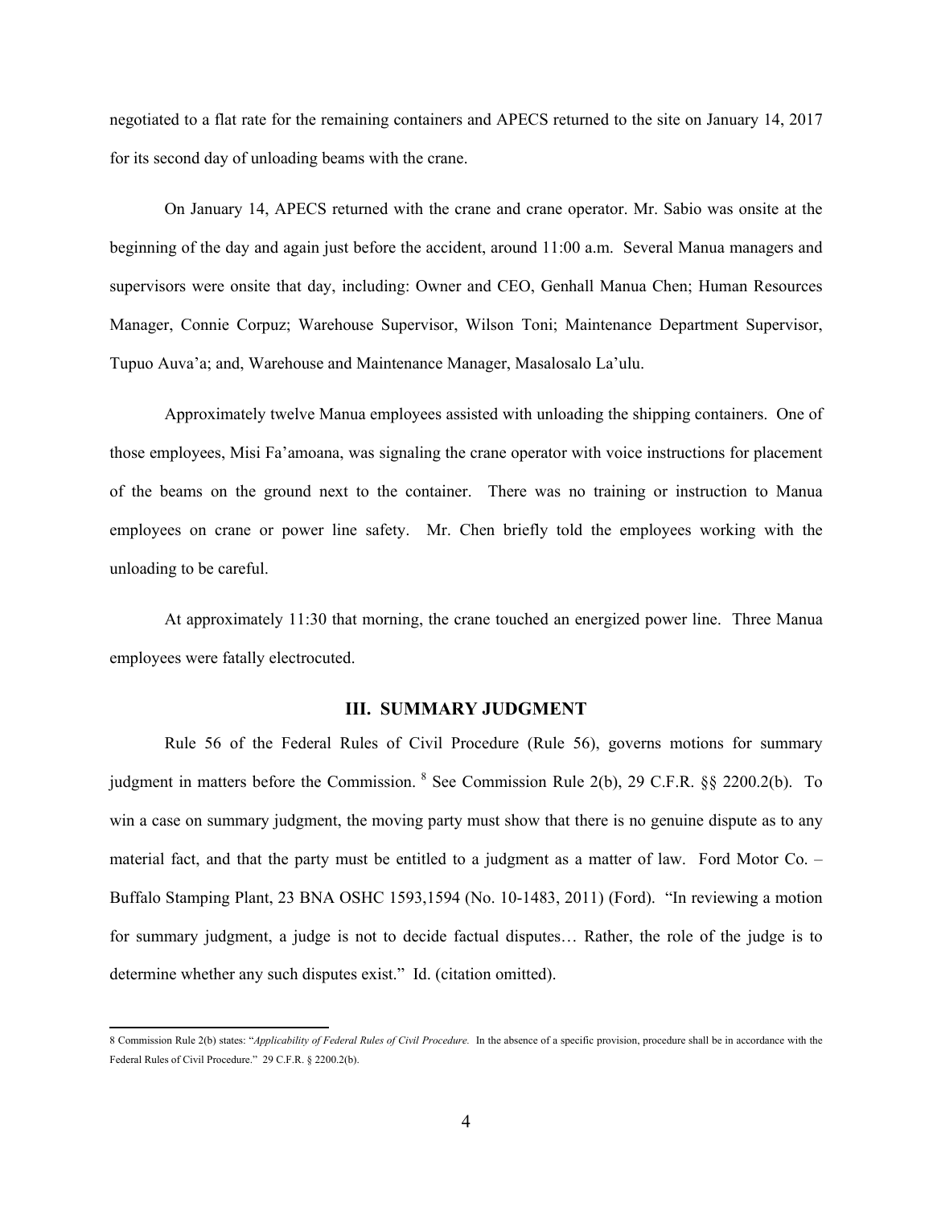negotiated to a flat rate for the remaining containers and APECS returned to the site on January 14, 2017 for its second day of unloading beams with the crane.

On January 14, APECS returned with the crane and crane operator. Mr. Sabio was onsite at the beginning of the day and again just before the accident, around 11:00 a.m. Several Manua managers and supervisors were onsite that day, including: Owner and CEO, Genhall Manua Chen; Human Resources Manager, Connie Corpuz; Warehouse Supervisor, Wilson Toni; Maintenance Department Supervisor, Tupuo Auva'a; and, Warehouse and Maintenance Manager, Masalosalo La'ulu.

Approximately twelve Manua employees assisted with unloading the shipping containers. One of those employees, Misi Fa'amoana, was signaling the crane operator with voice instructions for placement of the beams on the ground next to the container. There was no training or instruction to Manua employees on crane or power line safety. Mr. Chen briefly told the employees working with the unloading to be careful.

At approximately 11:30 that morning, the crane touched an energized power line. Three Manua employees were fatally electrocuted.

## III. SUMMARY JUDGMENT

Rule 56 of the Federal Rules of Civil Procedure (Rule 56), governs motions for summary judgment in matters before the Commission. [8] See Commission Rule 2(b), 29 C.F.R. §§ 2200.2(b). To win a case on summary judgment, the moving party must show that there is no genuine dispute as to any material fact, and that the party must be entitled to a judgment as a matter of law. Ford Motor Co. – Buffalo Stamping Plant, 23 BNA OSHC 1593,1594 (No. 10-1483, 2011) (Ford). "In reviewing a motion for summary judgment, a judge is not to decide factual disputes… Rather, the role of the judge is to determine whether any such disputes exist." Id. (citation omitted).

---

8 Commission Rule 2(b) states: "*Applicability of Federal Rules of Civil Procedure.* In the absence of a specific provision, procedure shall be in accordance with the Federal Rules of Civil Procedure." 29 C.F.R. § 2200.2(b).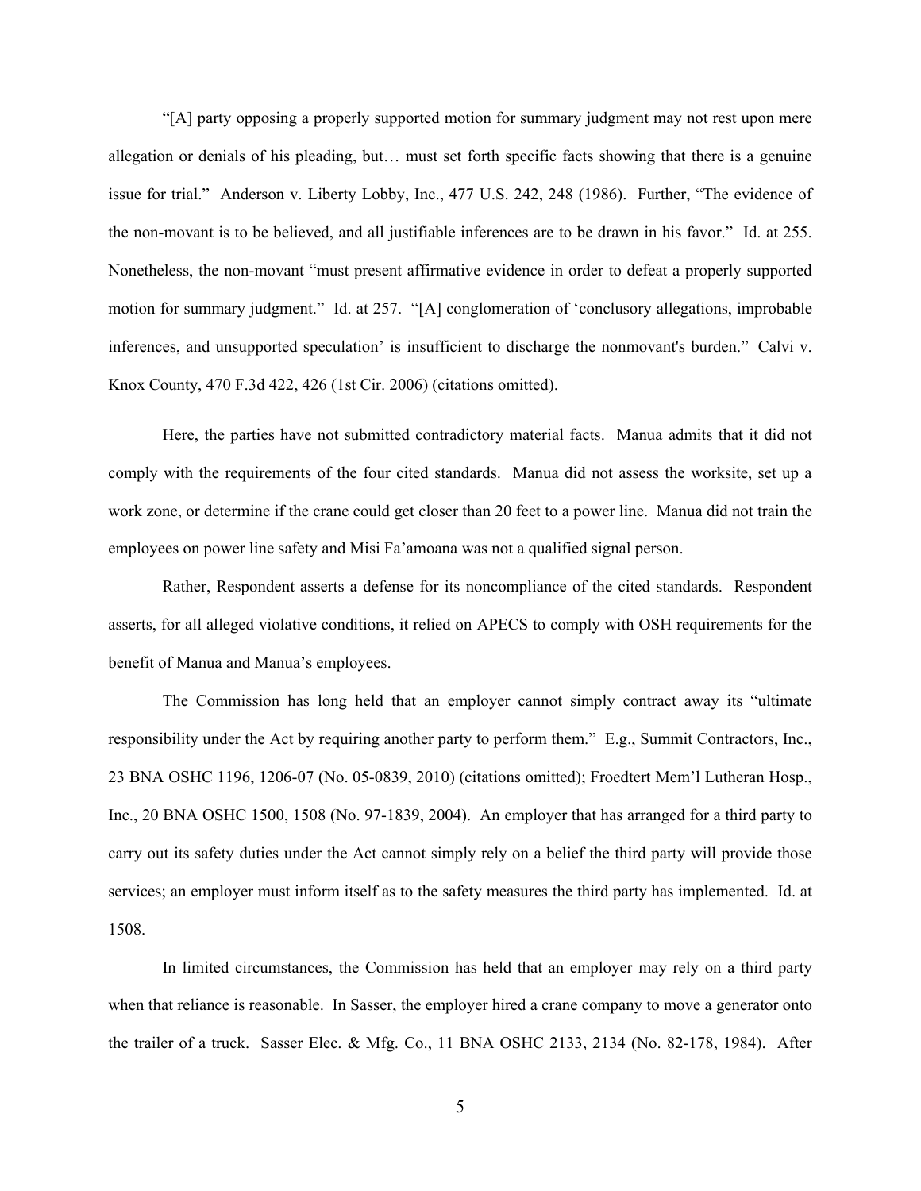"[A] party opposing a properly supported motion for summary judgment may not rest upon mere allegation or denials of his pleading, but… must set forth specific facts showing that there is a genuine issue for trial." Anderson v. Liberty Lobby, Inc., 477 U.S. 242, 248 (1986). Further, "The evidence of the non-movant is to be believed, and all justifiable inferences are to be drawn in his favor." Id. at 255. Nonetheless, the non-movant "must present affirmative evidence in order to defeat a properly supported motion for summary judgment." Id. at 257. "[A] conglomeration of 'conclusory allegations, improbable inferences, and unsupported speculation' is insufficient to discharge the nonmovant's burden." Calvi v. Knox County, 470 F.3d 422, 426 (1st Cir. 2006) (citations omitted).

Here, the parties have not submitted contradictory material facts. Manua admits that it did not comply with the requirements of the four cited standards. Manua did not assess the worksite, set up a work zone, or determine if the crane could get closer than 20 feet to a power line. Manua did not train the employees on power line safety and Misi Fa'amoana was not a qualified signal person.

Rather, Respondent asserts a defense for its noncompliance of the cited standards. Respondent asserts, for all alleged violative conditions, it relied on APECS to comply with OSH requirements for the benefit of Manua and Manua's employees.

The Commission has long held that an employer cannot simply contract away its "ultimate responsibility under the Act by requiring another party to perform them." E.g., Summit Contractors, Inc., 23 BNA OSHC 1196, 1206-07 (No. 05-0839, 2010) (citations omitted); Froedtert Mem'l Lutheran Hosp., Inc., 20 BNA OSHC 1500, 1508 (No. 97-1839, 2004). An employer that has arranged for a third party to carry out its safety duties under the Act cannot simply rely on a belief the third party will provide those services; an employer must inform itself as to the safety measures the third party has implemented. Id. at 1508.

In limited circumstances, the Commission has held that an employer may rely on a third party when that reliance is reasonable. In Sasser, the employer hired a crane company to move a generator onto the trailer of a truck. Sasser Elec. & Mfg. Co., 11 BNA OSHC 2133, 2134 (No. 82-178, 1984). After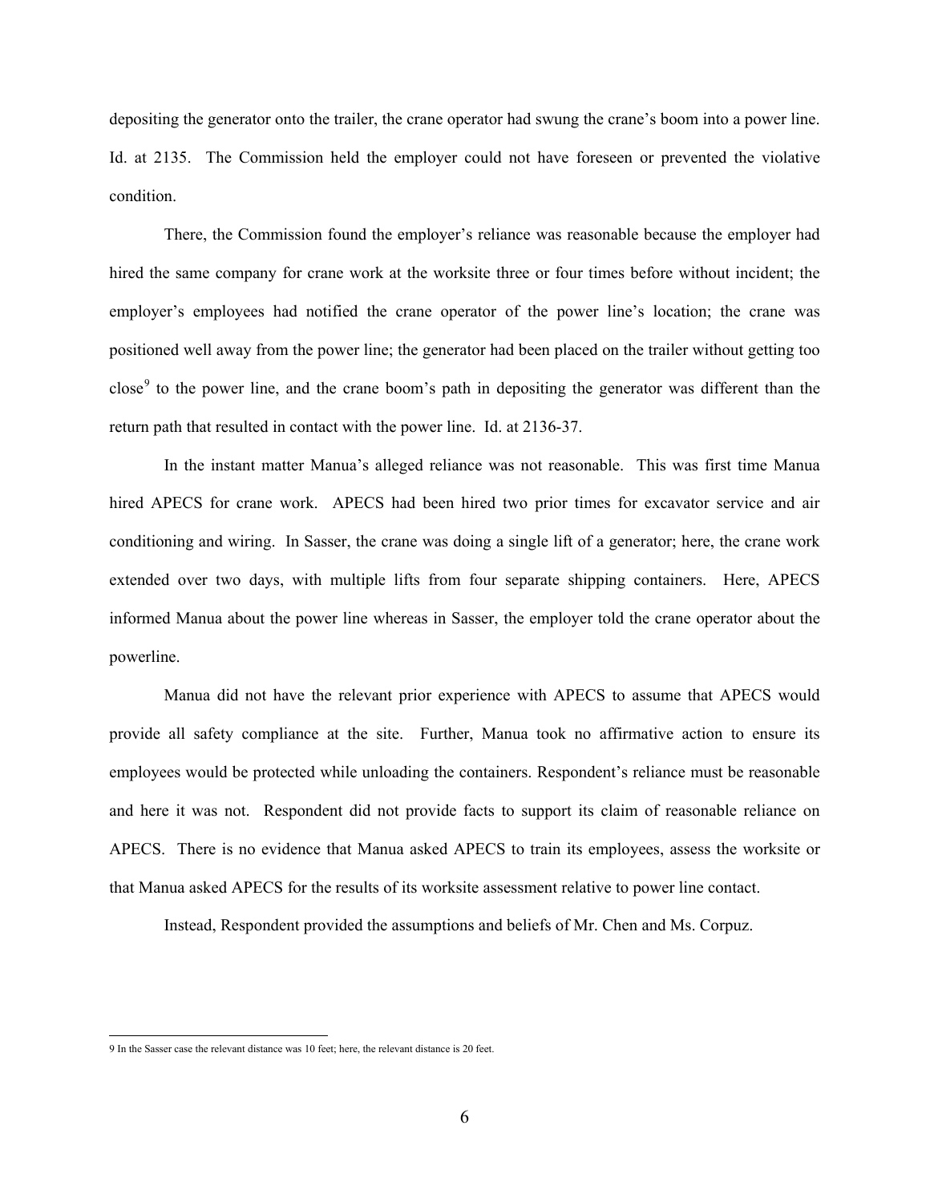depositing the generator onto the trailer, the crane operator had swung the crane's boom into a power line. Id. at 2135. The Commission held the employer could not have foreseen or prevented the violative condition.

There, the Commission found the employer's reliance was reasonable because the employer had hired the same company for crane work at the worksite three or four times before without incident; the employer's employees had notified the crane operator of the power line's location; the crane was positioned well away from the power line; the generator had been placed on the trailer without getting too close[9] to the power line, and the crane boom's path in depositing the generator was different than the return path that resulted in contact with the power line. Id. at 2136-37.

In the instant matter Manua's alleged reliance was not reasonable. This was first time Manua hired APECS for crane work. APECS had been hired two prior times for excavator service and air conditioning and wiring. In Sasser, the crane was doing a single lift of a generator; here, the crane work extended over two days, with multiple lifts from four separate shipping containers. Here, APECS informed Manua about the power line whereas in Sasser, the employer told the crane operator about the powerline.

Manua did not have the relevant prior experience with APECS to assume that APECS would provide all safety compliance at the site. Further, Manua took no affirmative action to ensure its employees would be protected while unloading the containers. Respondent's reliance must be reasonable and here it was not. Respondent did not provide facts to support its claim of reasonable reliance on APECS. There is no evidence that Manua asked APECS to train its employees, assess the worksite or that Manua asked APECS for the results of its worksite assessment relative to power line contact.

Instead, Respondent provided the assumptions and beliefs of Mr. Chen and Ms. Corpuz.

---

9 In the Sasser case the relevant distance was 10 feet; here, the relevant distance is 20 feet.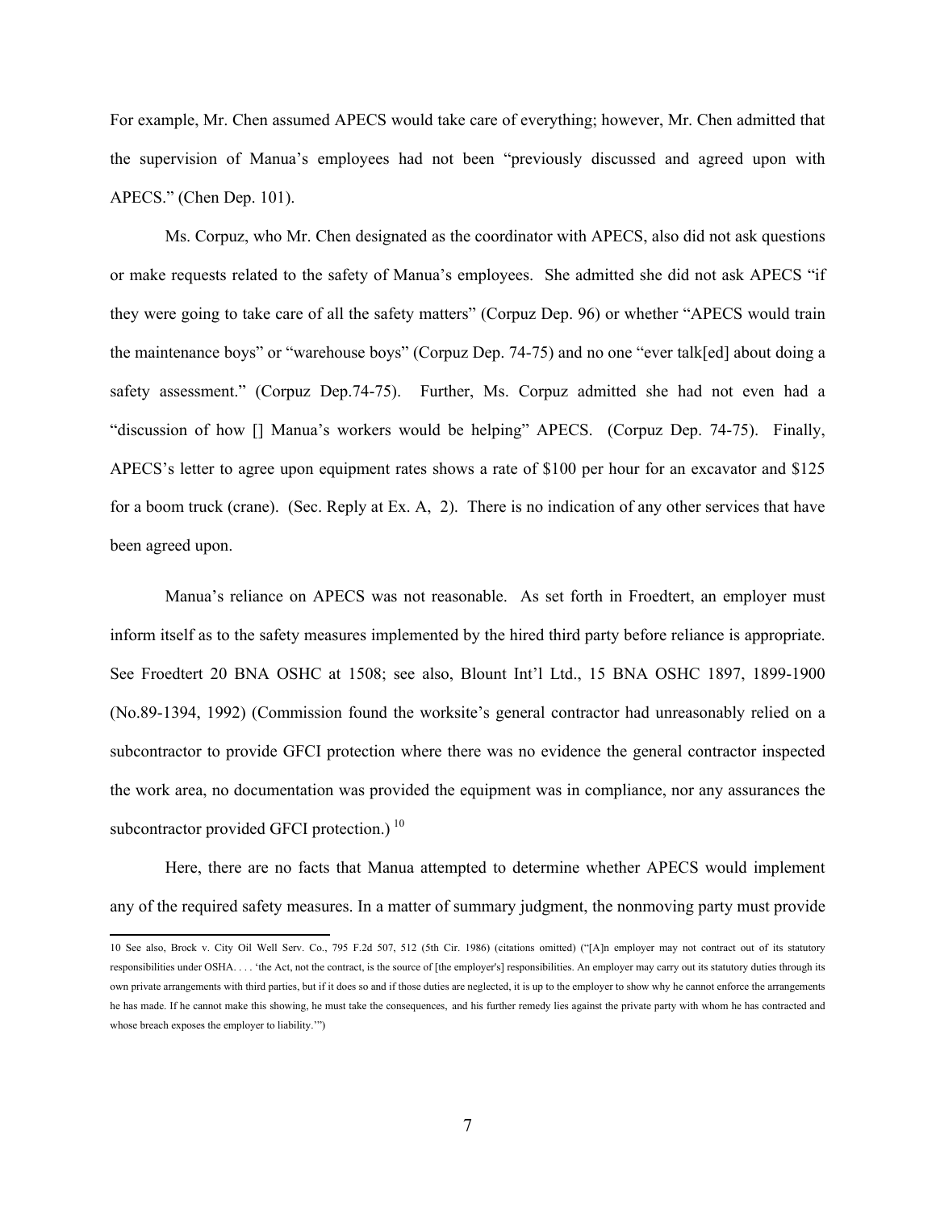For example, Mr. Chen assumed APECS would take care of everything; however, Mr. Chen admitted that the supervision of Manua's employees had not been "previously discussed and agreed upon with APECS." (Chen Dep. 101).

Ms. Corpuz, who Mr. Chen designated as the coordinator with APECS, also did not ask questions or make requests related to the safety of Manua's employees. She admitted she did not ask APECS "if they were going to take care of all the safety matters" (Corpuz Dep. 96) or whether "APECS would train the maintenance boys" or "warehouse boys" (Corpuz Dep. 74-75) and no one "ever talk[ed] about doing a safety assessment." (Corpuz Dep.74-75). Further, Ms. Corpuz admitted she had not even had a "discussion of how [] Manua's workers would be helping" APECS. (Corpuz Dep. 74-75). Finally, APECS's letter to agree upon equipment rates shows a rate of $100 per hour for an excavator and $125 for a boom truck (crane). (Sec. Reply at Ex. A, 2). There is no indication of any other services that have been agreed upon.

Manua's reliance on APECS was not reasonable. As set forth in Froedtert, an employer must inform itself as to the safety measures implemented by the hired third party before reliance is appropriate. See Froedtert 20 BNA OSHC at 1508; see also, Blount Int'l Ltd., 15 BNA OSHC 1897, 1899-1900 (No.89-1394, 1992) (Commission found the worksite's general contractor had unreasonably relied on a subcontractor to provide GFCI protection where there was no evidence the general contractor inspected the work area, no documentation was provided the equipment was in compliance, nor any assurances the subcontractor provided GFCI protection.) [10]

Here, there are no facts that Manua attempted to determine whether APECS would implement any of the required safety measures. In a matter of summary judgment, the nonmoving party must provide

---

10 See also, Brock v. City Oil Well Serv. Co., 795 F.2d 507, 512 (5th Cir. 1986) (citations omitted) ("[A]n employer may not contract out of its statutory responsibilities under OSHA. . . . 'the Act, not the contract, is the source of [the employer's] responsibilities. An employer may carry out its statutory duties through its own private arrangements with third parties, but if it does so and if those duties are neglected, it is up to the employer to show why he cannot enforce the arrangements he has made. If he cannot make this showing, he must take the consequences, and his further remedy lies against the private party with whom he has contracted and whose breach exposes the employer to liability.'")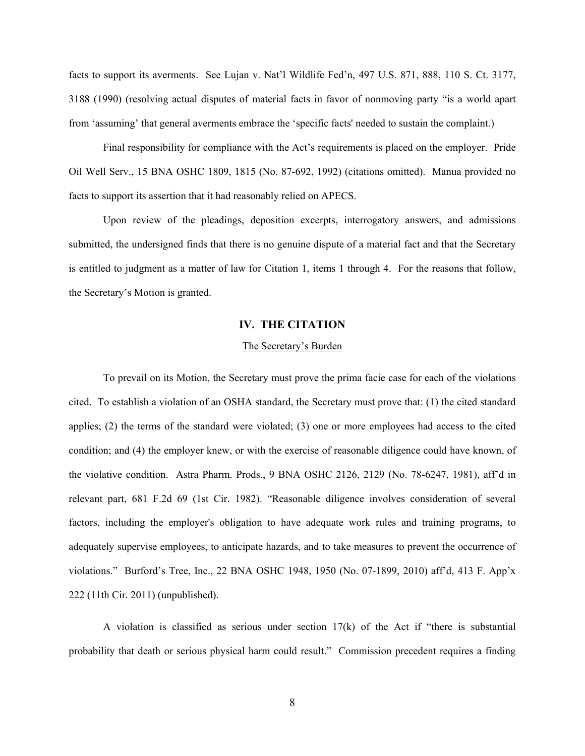facts to support its averments. See Lujan v. Nat'l Wildlife Fed'n, 497 U.S. 871, 888, 110 S. Ct. 3177, 3188 (1990) (resolving actual disputes of material facts in favor of nonmoving party "is a world apart from 'assuming' that general averments embrace the 'specific facts' needed to sustain the complaint.)

Final responsibility for compliance with the Act's requirements is placed on the employer. Pride Oil Well Serv., 15 BNA OSHC 1809, 1815 (No. 87-692, 1992) (citations omitted). Manua provided no facts to support its assertion that it had reasonably relied on APECS.

Upon review of the pleadings, deposition excerpts, interrogatory answers, and admissions submitted, the undersigned finds that there is no genuine dispute of a material fact and that the Secretary is entitled to judgment as a matter of law for Citation 1, items 1 through 4. For the reasons that follow, the Secretary's Motion is granted.

## IV. THE CITATION

### The Secretary's Burden

To prevail on its Motion, the Secretary must prove the prima facie case for each of the violations cited. To establish a violation of an OSHA standard, the Secretary must prove that: (1) the cited standard applies; (2) the terms of the standard were violated; (3) one or more employees had access to the cited condition; and (4) the employer knew, or with the exercise of reasonable diligence could have known, of the violative condition. Astra Pharm. Prods., 9 BNA OSHC 2126, 2129 (No. 78-6247, 1981), aff'd in relevant part, 681 F.2d 69 (1st Cir. 1982). "Reasonable diligence involves consideration of several factors, including the employer's obligation to have adequate work rules and training programs, to adequately supervise employees, to anticipate hazards, and to take measures to prevent the occurrence of violations." Burford's Tree, Inc., 22 BNA OSHC 1948, 1950 (No. 07-1899, 2010) aff'd, 413 F. App'x 222 (11th Cir. 2011) (unpublished).

A violation is classified as serious under section 17(k) of the Act if "there is substantial probability that death or serious physical harm could result." Commission precedent requires a finding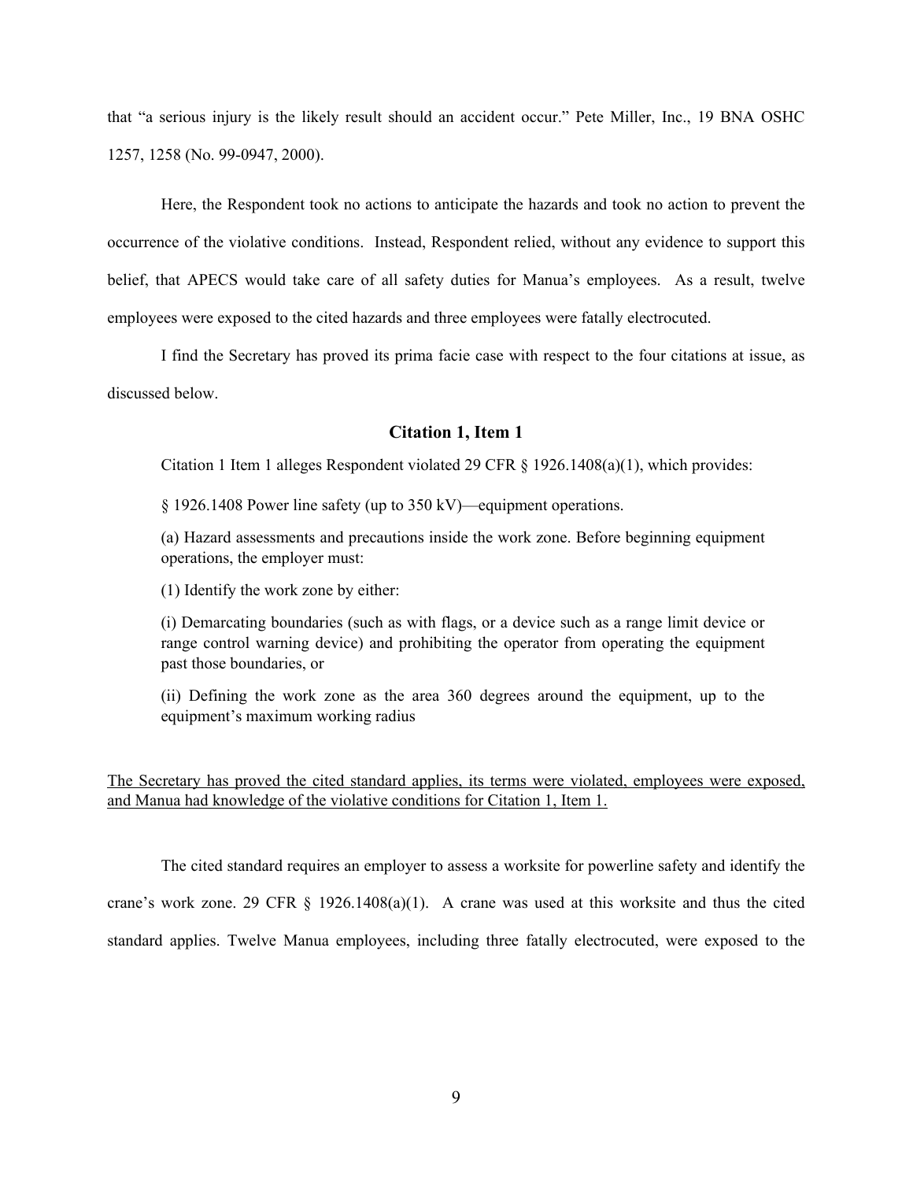that "a serious injury is the likely result should an accident occur." Pete Miller, Inc., 19 BNA OSHC 1257, 1258 (No. 99-0947, 2000).

Here, the Respondent took no actions to anticipate the hazards and took no action to prevent the occurrence of the violative conditions. Instead, Respondent relied, without any evidence to support this belief, that APECS would take care of all safety duties for Manua's employees. As a result, twelve employees were exposed to the cited hazards and three employees were fatally electrocuted.

I find the Secretary has proved its prima facie case with respect to the four citations at issue, as discussed below.

### Citation 1, Item 1

Citation 1 Item 1 alleges Respondent violated 29 CFR § 1926.1408(a)(1), which provides:

> § 1926.1408 Power line safety (up to 350 kV)—equipment operations.
>
> (a) Hazard assessments and precautions inside the work zone. Before beginning equipment operations, the employer must:
>
> (1) Identify the work zone by either:
>
> (i) Demarcating boundaries (such as with flags, or a device such as a range limit device or range control warning device) and prohibiting the operator from operating the equipment past those boundaries, or
>
> (ii) Defining the work zone as the area 360 degrees around the equipment, up to the equipment's maximum working radius

<u>The Secretary has proved the cited standard applies, its terms were violated, employees were exposed, and Manua had knowledge of the violative conditions for Citation 1, Item 1.</u>

The cited standard requires an employer to assess a worksite for powerline safety and identify the crane's work zone. 29 CFR § 1926.1408(a)(1). A crane was used at this worksite and thus the cited standard applies. Twelve Manua employees, including three fatally electrocuted, were exposed to the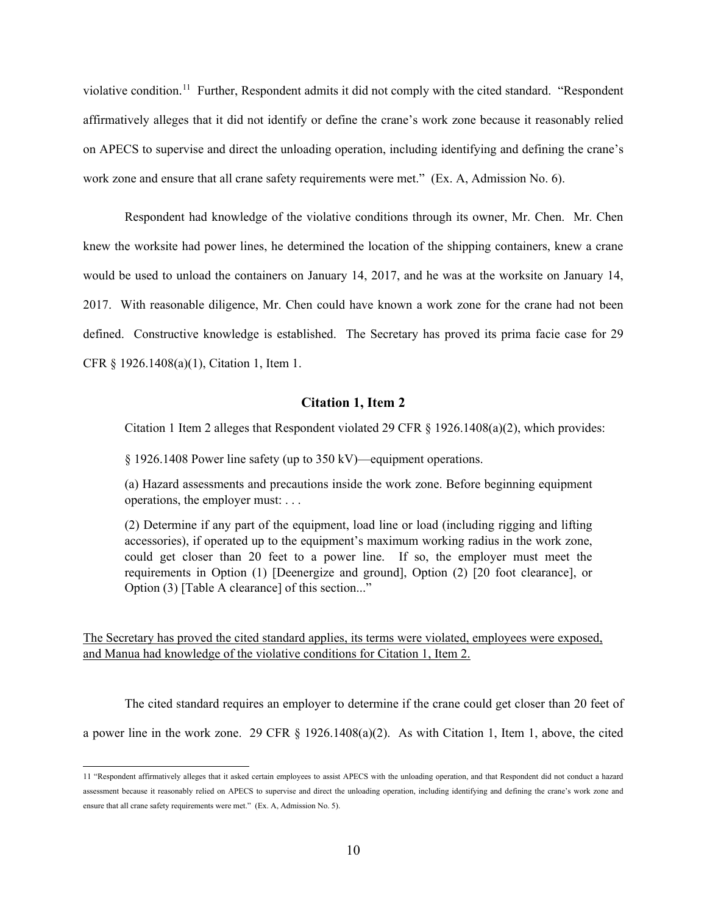violative condition.[11] Further, Respondent admits it did not comply with the cited standard. "Respondent affirmatively alleges that it did not identify or define the crane's work zone because it reasonably relied on APECS to supervise and direct the unloading operation, including identifying and defining the crane's work zone and ensure that all crane safety requirements were met." (Ex. A, Admission No. 6).

Respondent had knowledge of the violative conditions through its owner, Mr. Chen. Mr. Chen knew the worksite had power lines, he determined the location of the shipping containers, knew a crane would be used to unload the containers on January 14, 2017, and he was at the worksite on January 14, 2017. With reasonable diligence, Mr. Chen could have known a work zone for the crane had not been defined. Constructive knowledge is established. The Secretary has proved its prima facie case for 29 CFR § 1926.1408(a)(1), Citation 1, Item 1.

## Citation 1, Item 2

Citation 1 Item 2 alleges that Respondent violated 29 CFR § 1926.1408(a)(2), which provides:

> § 1926.1408 Power line safety (up to 350 kV)—equipment operations.
>
> (a) Hazard assessments and precautions inside the work zone. Before beginning equipment operations, the employer must: . . .
>
> (2) Determine if any part of the equipment, load line or load (including rigging and lifting accessories), if operated up to the equipment's maximum working radius in the work zone, could get closer than 20 feet to a power line. If so, the employer must meet the requirements in Option (1) [Deenergize and ground], Option (2) [20 foot clearance], or Option (3) [Table A clearance] of this section..."

<u>The Secretary has proved the cited standard applies, its terms were violated, employees were exposed, and Manua had knowledge of the violative conditions for Citation 1, Item 2.</u>

The cited standard requires an employer to determine if the crane could get closer than 20 feet of a power line in the work zone. 29 CFR § 1926.1408(a)(2). As with Citation 1, Item 1, above, the cited

---

11 "Respondent affirmatively alleges that it asked certain employees to assist APECS with the unloading operation, and that Respondent did not conduct a hazard assessment because it reasonably relied on APECS to supervise and direct the unloading operation, including identifying and defining the crane's work zone and ensure that all crane safety requirements were met." (Ex. A, Admission No. 5).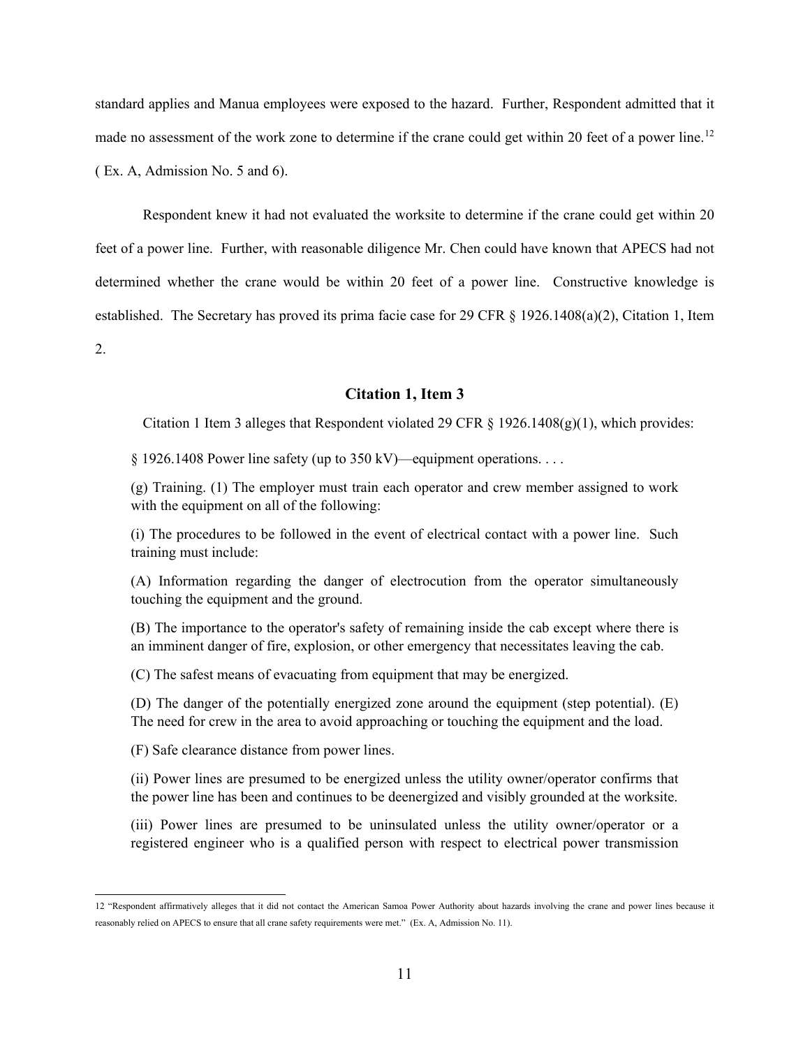standard applies and Manua employees were exposed to the hazard. Further, Respondent admitted that it made no assessment of the work zone to determine if the crane could get within 20 feet of a power line.[12] ( Ex. A, Admission No. 5 and 6).

Respondent knew it had not evaluated the worksite to determine if the crane could get within 20 feet of a power line. Further, with reasonable diligence Mr. Chen could have known that APECS had not determined whether the crane would be within 20 feet of a power line. Constructive knowledge is established. The Secretary has proved its prima facie case for 29 CFR § 1926.1408(a)(2), Citation 1, Item 2.

### Citation 1, Item 3

Citation 1 Item 3 alleges that Respondent violated 29 CFR § 1926.1408(g)(1), which provides:

> § 1926.1408 Power line safety (up to 350 kV)—equipment operations. . . .
>
> (g) Training. (1) The employer must train each operator and crew member assigned to work with the equipment on all of the following:
>
> (i) The procedures to be followed in the event of electrical contact with a power line. Such training must include:
>
> (A) Information regarding the danger of electrocution from the operator simultaneously touching the equipment and the ground.
>
> (B) The importance to the operator's safety of remaining inside the cab except where there is an imminent danger of fire, explosion, or other emergency that necessitates leaving the cab.
>
> (C) The safest means of evacuating from equipment that may be energized.
>
> (D) The danger of the potentially energized zone around the equipment (step potential). (E) The need for crew in the area to avoid approaching or touching the equipment and the load.
>
> (F) Safe clearance distance from power lines.
>
> (ii) Power lines are presumed to be energized unless the utility owner/operator confirms that the power line has been and continues to be deenergized and visibly grounded at the worksite.
>
> (iii) Power lines are presumed to be uninsulated unless the utility owner/operator or a registered engineer who is a qualified person with respect to electrical power transmission

---

[12] "Respondent affirmatively alleges that it did not contact the American Samoa Power Authority about hazards involving the crane and power lines because it reasonably relied on APECS to ensure that all crane safety requirements were met." (Ex. A, Admission No. 11).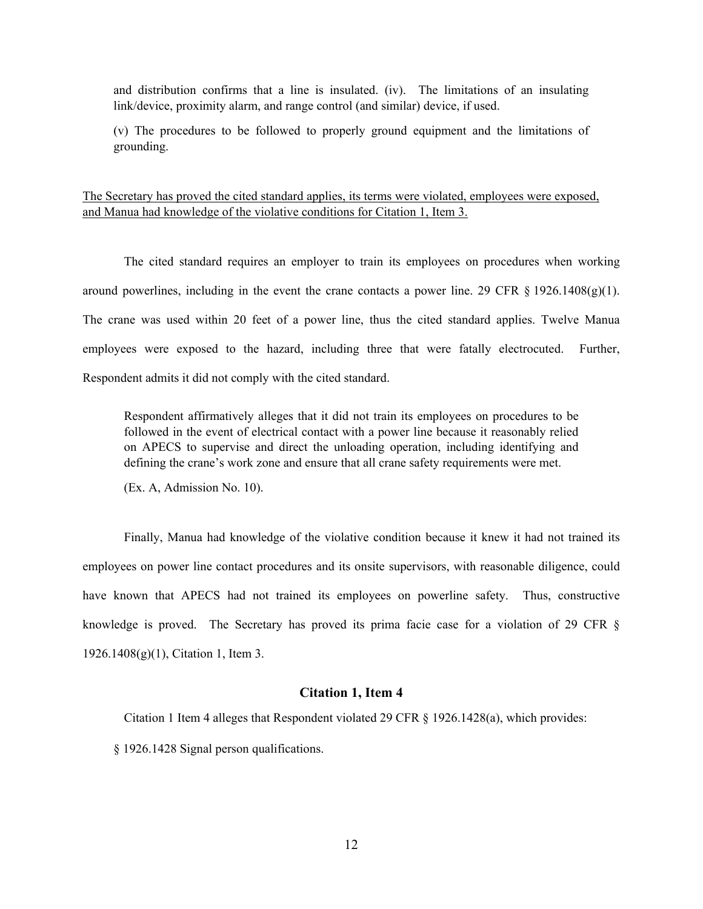and distribution confirms that a line is insulated. (iv). The limitations of an insulating link/device, proximity alarm, and range control (and similar) device, if used.

(v) The procedures to be followed to properly ground equipment and the limitations of grounding.

<u>The Secretary has proved the cited standard applies, its terms were violated, employees were exposed, and Manua had knowledge of the violative conditions for Citation 1, Item 3.</u>

The cited standard requires an employer to train its employees on procedures when working around powerlines, including in the event the crane contacts a power line. 29 CFR § 1926.1408(g)(1). The crane was used within 20 feet of a power line, thus the cited standard applies. Twelve Manua employees were exposed to the hazard, including three that were fatally electrocuted. Further, Respondent admits it did not comply with the cited standard.

> Respondent affirmatively alleges that it did not train its employees on procedures to be followed in the event of electrical contact with a power line because it reasonably relied on APECS to supervise and direct the unloading operation, including identifying and defining the crane's work zone and ensure that all crane safety requirements were met.
>
> (Ex. A, Admission No. 10).

Finally, Manua had knowledge of the violative condition because it knew it had not trained its employees on power line contact procedures and its onsite supervisors, with reasonable diligence, could have known that APECS had not trained its employees on powerline safety. Thus, constructive knowledge is proved. The Secretary has proved its prima facie case for a violation of 29 CFR § 1926.1408(g)(1), Citation 1, Item 3.

## Citation 1, Item 4

Citation 1 Item 4 alleges that Respondent violated 29 CFR § 1926.1428(a), which provides:

§ 1926.1428 Signal person qualifications.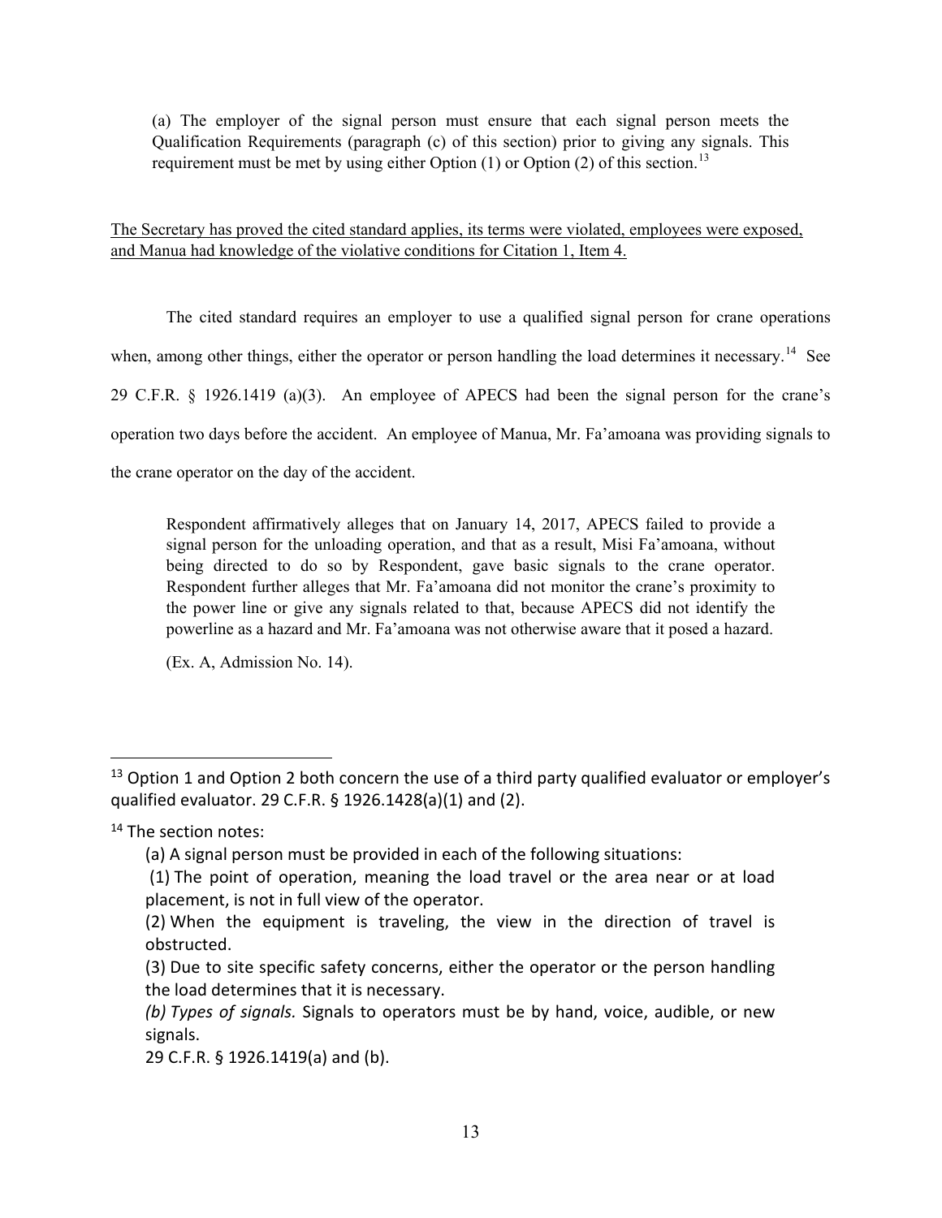> (a) The employer of the signal person must ensure that each signal person meets the Qualification Requirements (paragraph (c) of this section) prior to giving any signals. This requirement must be met by using either Option (1) or Option (2) of this section.[13]

<u>The Secretary has proved the cited standard applies, its terms were violated, employees were exposed, and Manua had knowledge of the violative conditions for Citation 1, Item 4.</u>

The cited standard requires an employer to use a qualified signal person for crane operations when, among other things, either the operator or person handling the load determines it necessary.[14] See 29 C.F.R. § 1926.1419 (a)(3). An employee of APECS had been the signal person for the crane's operation two days before the accident. An employee of Manua, Mr. Fa'amoana was providing signals to the crane operator on the day of the accident.

> Respondent affirmatively alleges that on January 14, 2017, APECS failed to provide a signal person for the unloading operation, and that as a result, Misi Fa'amoana, without being directed to do so by Respondent, gave basic signals to the crane operator. Respondent further alleges that Mr. Fa'amoana did not monitor the crane's proximity to the power line or give any signals related to that, because APECS did not identify the powerline as a hazard and Mr. Fa'amoana was not otherwise aware that it posed a hazard.
>
> (Ex. A, Admission No. 14).

---

[13] Option 1 and Option 2 both concern the use of a third party qualified evaluator or employer's qualified evaluator. 29 C.F.R. § 1926.1428(a)(1) and (2).

[14] The section notes:

> (a) A signal person must be provided in each of the following situations:
>
> (1) The point of operation, meaning the load travel or the area near or at load placement, is not in full view of the operator.
>
> (2) When the equipment is traveling, the view in the direction of travel is obstructed.
>
> (3) Due to site specific safety concerns, either the operator or the person handling the load determines that it is necessary.
>
> *(b) Types of signals.* Signals to operators must be by hand, voice, audible, or new signals.
>
> 29 C.F.R. § 1926.1419(a) and (b).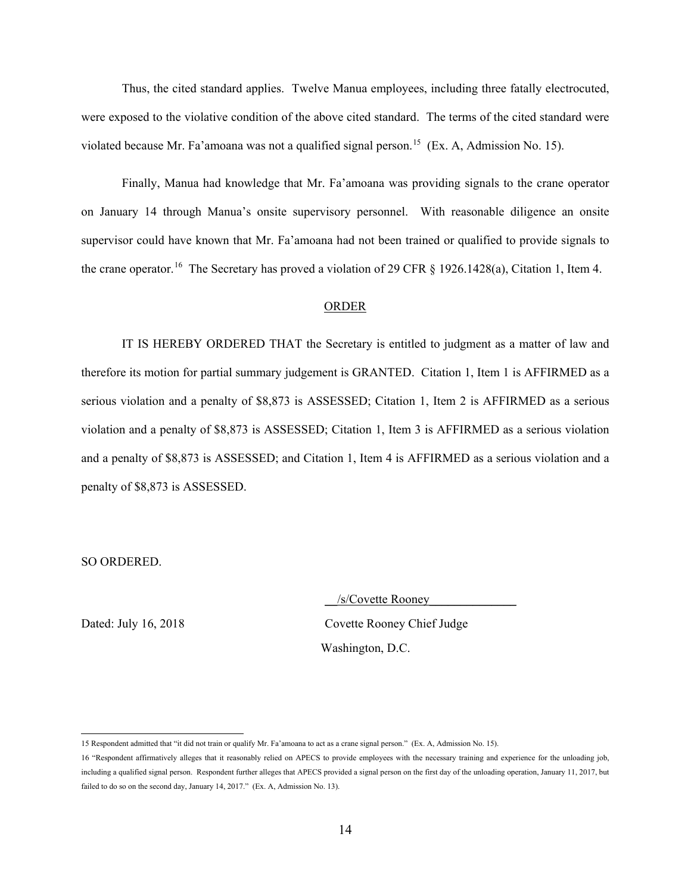Thus, the cited standard applies. Twelve Manua employees, including three fatally electrocuted, were exposed to the violative condition of the above cited standard. The terms of the cited standard were violated because Mr. Fa'amoana was not a qualified signal person.[15] (Ex. A, Admission No. 15).

Finally, Manua had knowledge that Mr. Fa'amoana was providing signals to the crane operator on January 14 through Manua's onsite supervisory personnel. With reasonable diligence an onsite supervisor could have known that Mr. Fa'amoana had not been trained or qualified to provide signals to the crane operator.[16] The Secretary has proved a violation of 29 CFR § 1926.1428(a), Citation 1, Item 4.

## ORDER

IT IS HEREBY ORDERED THAT the Secretary is entitled to judgment as a matter of law and therefore its motion for partial summary judgement is GRANTED. Citation 1, Item 1 is AFFIRMED as a serious violation and a penalty of $8,873 is ASSESSED; Citation 1, Item 2 is AFFIRMED as a serious violation and a penalty of $8,873 is ASSESSED; Citation 1, Item 3 is AFFIRMED as a serious violation and a penalty of $8,873 is ASSESSED; and Citation 1, Item 4 is AFFIRMED as a serious violation and a penalty of $8,873 is ASSESSED.

SO ORDERED.

/s/Covette Rooney

Dated: July 16, 2018

Covette Rooney Chief Judge
Washington, D.C.

---

15 Respondent admitted that "it did not train or qualify Mr. Fa'amoana to act as a crane signal person." (Ex. A, Admission No. 15).

16 "Respondent affirmatively alleges that it reasonably relied on APECS to provide employees with the necessary training and experience for the unloading job, including a qualified signal person. Respondent further alleges that APECS provided a signal person on the first day of the unloading operation, January 11, 2017, but failed to do so on the second day, January 14, 2017." (Ex. A, Admission No. 13).